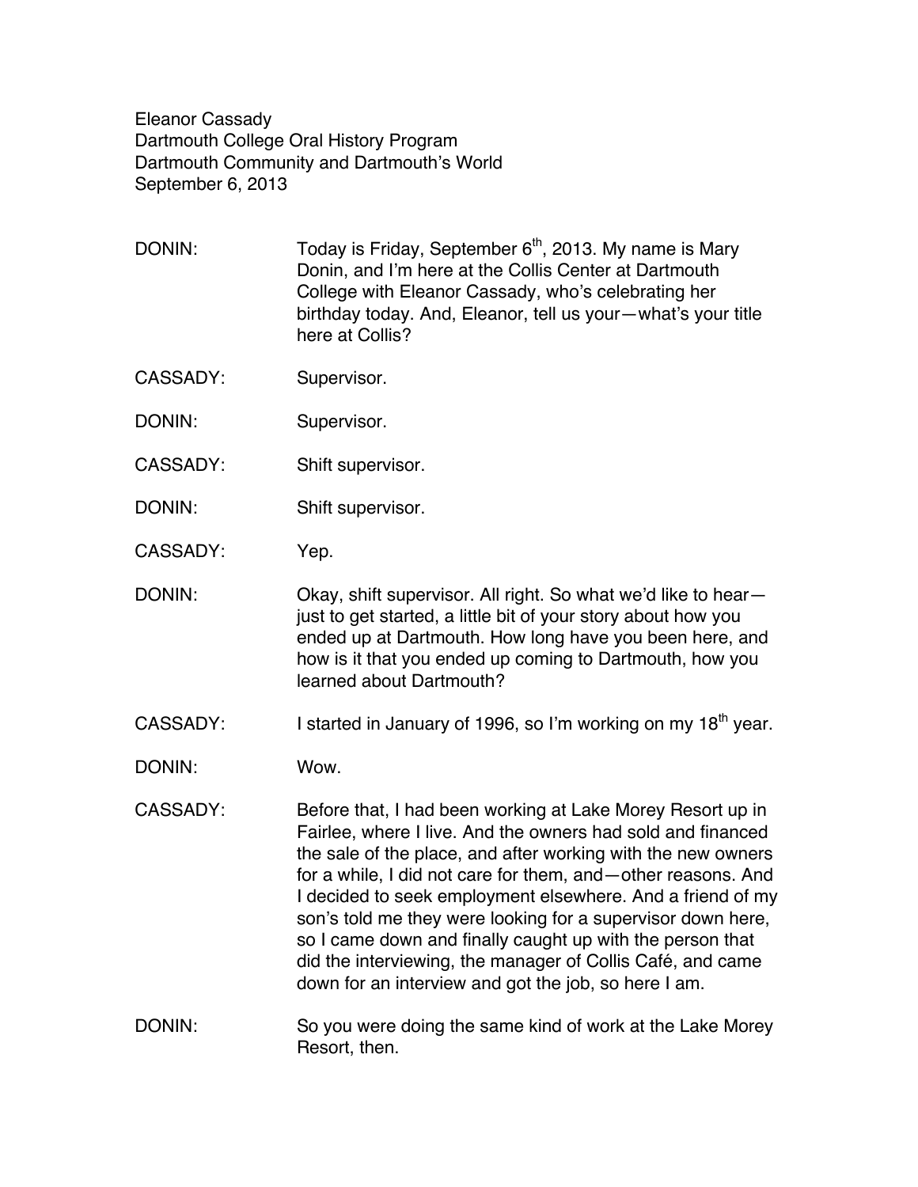Eleanor Cassady
Dartmouth College Oral History Program
Dartmouth Community and Dartmouth's World
September 6, 2013

DONIN: Today is Friday, September 6th, 2013. My name is Mary Donin, and I'm here at the Collis Center at Dartmouth College with Eleanor Cassady, who's celebrating her birthday today. And, Eleanor, tell us your—what's your title here at Collis?

CASSADY: Supervisor.

DONIN: Supervisor.

CASSADY: Shift supervisor.

DONIN: Shift supervisor.

CASSADY: Yep.

DONIN: Okay, shift supervisor. All right. So what we'd like to hear—just to get started, a little bit of your story about how you ended up at Dartmouth. How long have you been here, and how is it that you ended up coming to Dartmouth, how you learned about Dartmouth?

CASSADY: I started in January of 1996, so I'm working on my 18th year.

DONIN: Wow.

CASSADY: Before that, I had been working at Lake Morey Resort up in Fairlee, where I live. And the owners had sold and financed the sale of the place, and after working with the new owners for a while, I did not care for them, and—other reasons. And I decided to seek employment elsewhere. And a friend of my son's told me they were looking for a supervisor down here, so I came down and finally caught up with the person that did the interviewing, the manager of Collis Café, and came down for an interview and got the job, so here I am.

DONIN: So you were doing the same kind of work at the Lake Morey Resort, then.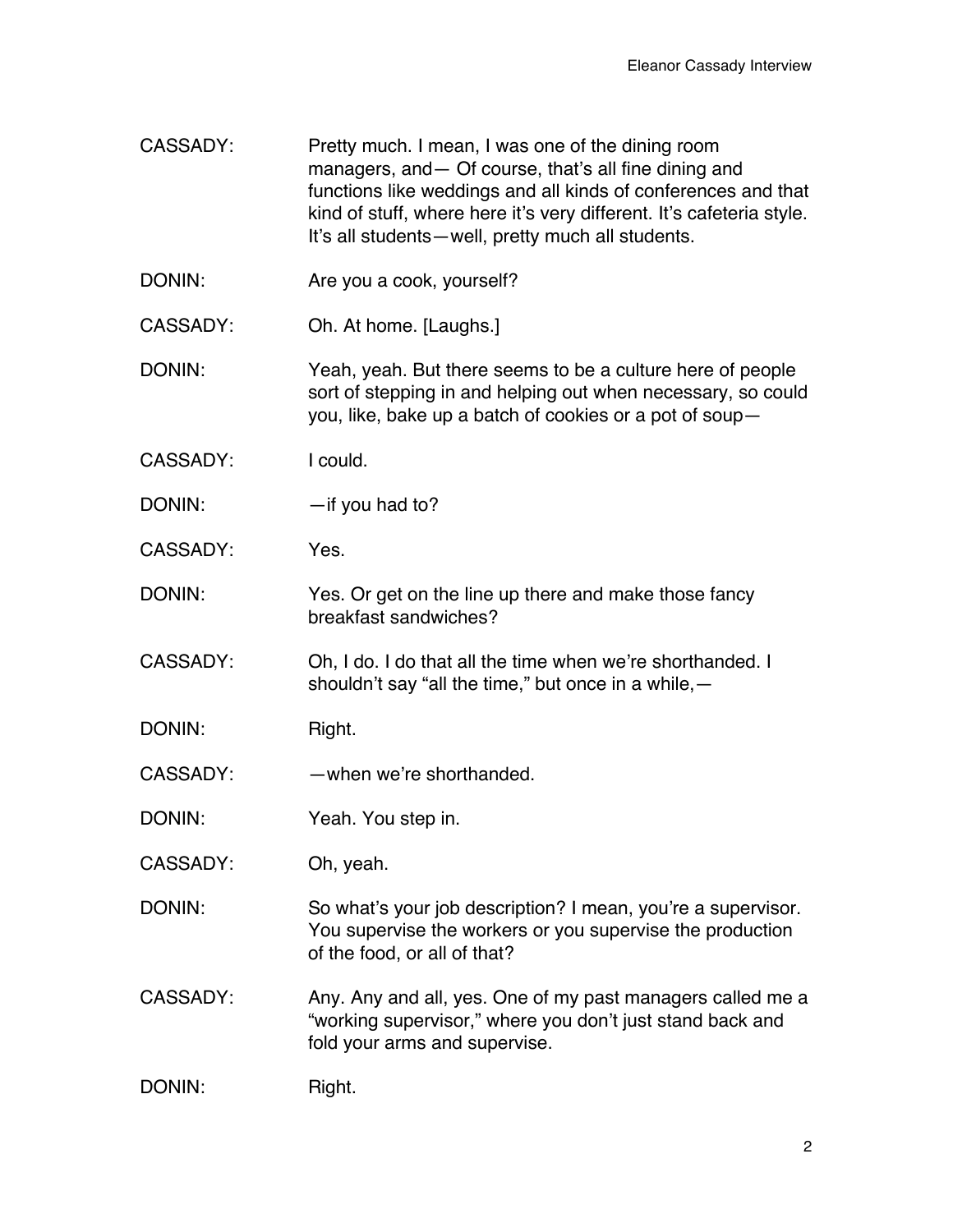CASSADY: Pretty much. I mean, I was one of the dining room managers, and— Of course, that's all fine dining and functions like weddings and all kinds of conferences and that kind of stuff, where here it's very different. It's cafeteria style. It's all students—well, pretty much all students.

DONIN: Are you a cook, yourself?

CASSADY: Oh. At home. [Laughs.]

DONIN: Yeah, yeah. But there seems to be a culture here of people sort of stepping in and helping out when necessary, so could you, like, bake up a batch of cookies or a pot of soup—

CASSADY: I could.

DONIN: —if you had to?

CASSADY: Yes.

DONIN: Yes. Or get on the line up there and make those fancy breakfast sandwiches?

CASSADY: Oh, I do. I do that all the time when we're shorthanded. I shouldn't say "all the time," but once in a while,—

DONIN: Right.

CASSADY: —when we're shorthanded.

DONIN: Yeah. You step in.

CASSADY: Oh, yeah.

DONIN: So what's your job description? I mean, you're a supervisor. You supervise the workers or you supervise the production of the food, or all of that?

CASSADY: Any. Any and all, yes. One of my past managers called me a "working supervisor," where you don't just stand back and fold your arms and supervise.

DONIN: Right.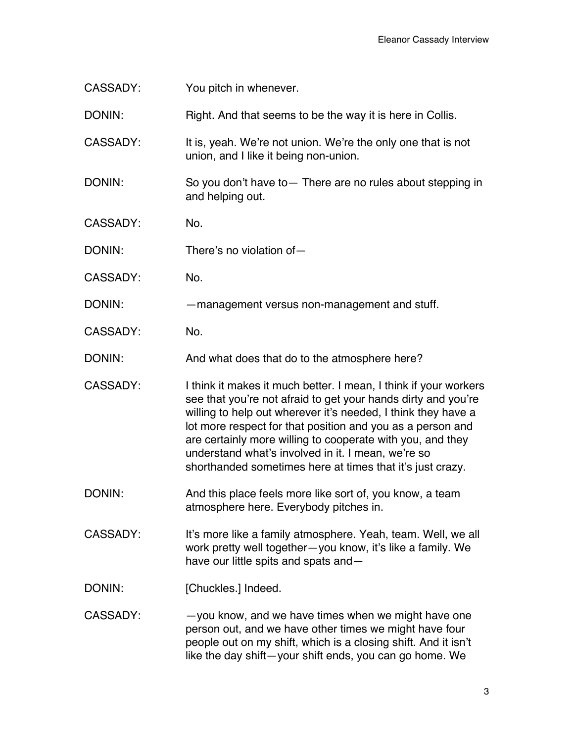CASSADY: You pitch in whenever.

DONIN: Right. And that seems to be the way it is here in Collis.

CASSADY: It is, yeah. We're not union. We're the only one that is not union, and I like it being non-union.

DONIN: So you don't have to— There are no rules about stepping in and helping out.

CASSADY: No.

DONIN: There's no violation of—

CASSADY: No.

DONIN: —management versus non-management and stuff.

CASSADY: No.

DONIN: And what does that do to the atmosphere here?

CASSADY: I think it makes it much better. I mean, I think if your workers see that you're not afraid to get your hands dirty and you're willing to help out wherever it's needed, I think they have a lot more respect for that position and you as a person and are certainly more willing to cooperate with you, and they understand what's involved in it. I mean, we're so shorthanded sometimes here at times that it's just crazy.

DONIN: And this place feels more like sort of, you know, a team atmosphere here. Everybody pitches in.

CASSADY: It's more like a family atmosphere. Yeah, team. Well, we all work pretty well together—you know, it's like a family. We have our little spits and spats and—

DONIN: [Chuckles.] Indeed.

CASSADY: —you know, and we have times when we might have one person out, and we have other times we might have four people out on my shift, which is a closing shift. And it isn't like the day shift—your shift ends, you can go home. We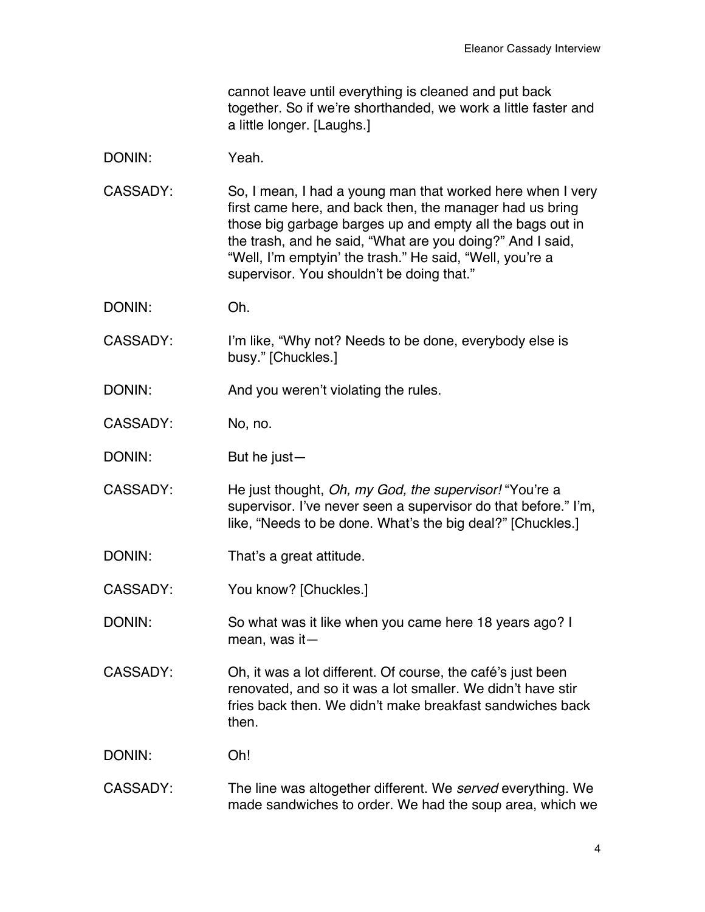cannot leave until everything is cleaned and put back together. So if we're shorthanded, we work a little faster and a little longer. [Laughs.]

DONIN: Yeah.

CASSADY: So, I mean, I had a young man that worked here when I very first came here, and back then, the manager had us bring those big garbage barges up and empty all the bags out in the trash, and he said, "What are you doing?" And I said, "Well, I'm emptyin' the trash." He said, "Well, you're a supervisor. You shouldn't be doing that."

DONIN: Oh.

CASSADY: I'm like, "Why not? Needs to be done, everybody else is busy." [Chuckles.]

DONIN: And you weren't violating the rules.

CASSADY: No, no.

DONIN: But he just—

CASSADY: He just thought, *Oh, my God, the supervisor!* "You're a supervisor. I've never seen a supervisor do that before." I'm, like, "Needs to be done. What's the big deal?" [Chuckles.]

DONIN: That's a great attitude.

CASSADY: You know? [Chuckles.]

DONIN: So what was it like when you came here 18 years ago? I mean, was it—

CASSADY: Oh, it was a lot different. Of course, the café's just been renovated, and so it was a lot smaller. We didn't have stir fries back then. We didn't make breakfast sandwiches back then.

DONIN: Oh!

CASSADY: The line was altogether different. We *served* everything. We made sandwiches to order. We had the soup area, which we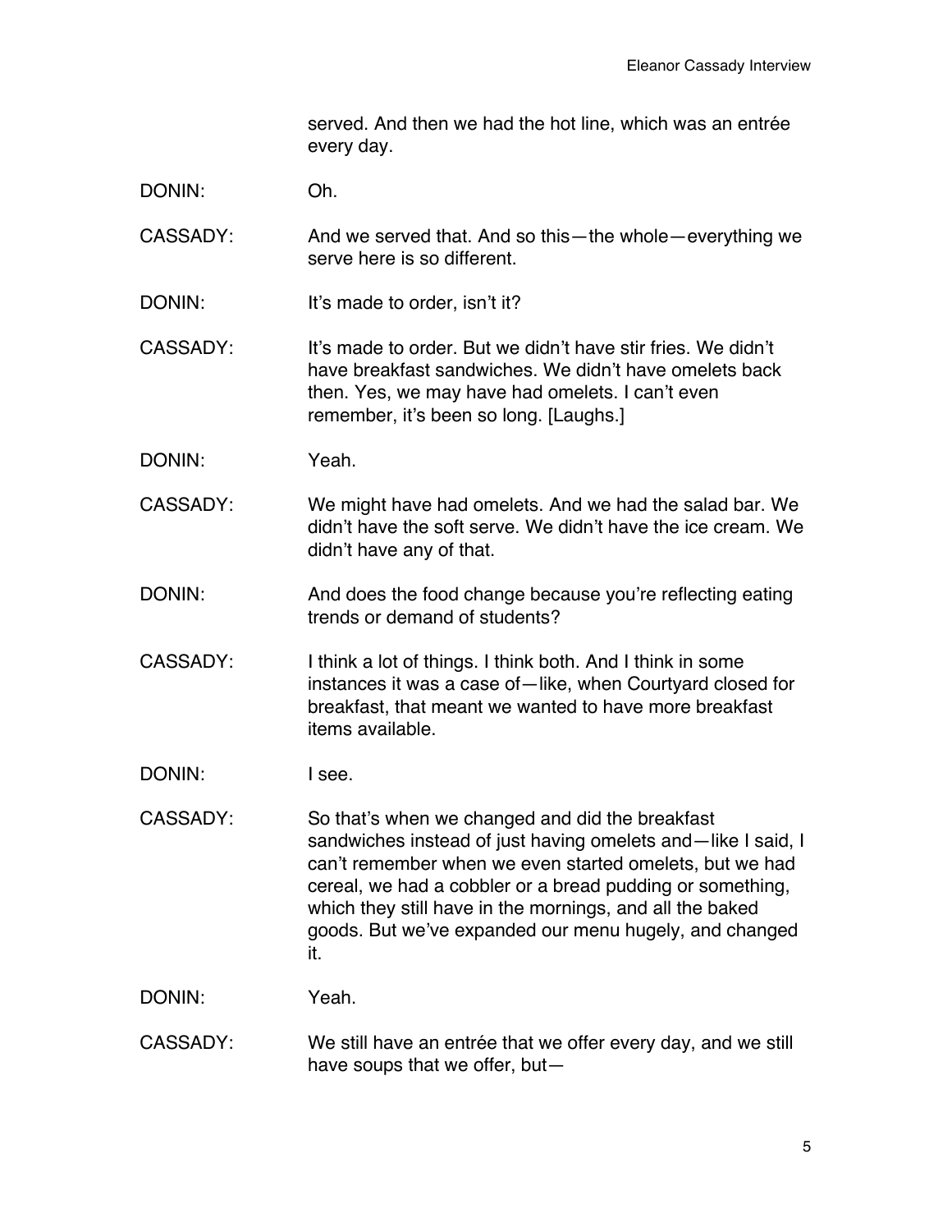served. And then we had the hot line, which was an entrée every day.

DONIN: Oh.

CASSADY: And we served that. And so this—the whole—everything we serve here is so different.

DONIN: It's made to order, isn't it?

CASSADY: It's made to order. But we didn't have stir fries. We didn't have breakfast sandwiches. We didn't have omelets back then. Yes, we may have had omelets. I can't even remember, it's been so long. [Laughs.]

DONIN: Yeah.

CASSADY: We might have had omelets. And we had the salad bar. We didn't have the soft serve. We didn't have the ice cream. We didn't have any of that.

DONIN: And does the food change because you're reflecting eating trends or demand of students?

CASSADY: I think a lot of things. I think both. And I think in some instances it was a case of—like, when Courtyard closed for breakfast, that meant we wanted to have more breakfast items available.

DONIN: I see.

CASSADY: So that's when we changed and did the breakfast sandwiches instead of just having omelets and—like I said, I can't remember when we even started omelets, but we had cereal, we had a cobbler or a bread pudding or something, which they still have in the mornings, and all the baked goods. But we've expanded our menu hugely, and changed it.

DONIN: Yeah.

CASSADY: We still have an entrée that we offer every day, and we still have soups that we offer, but—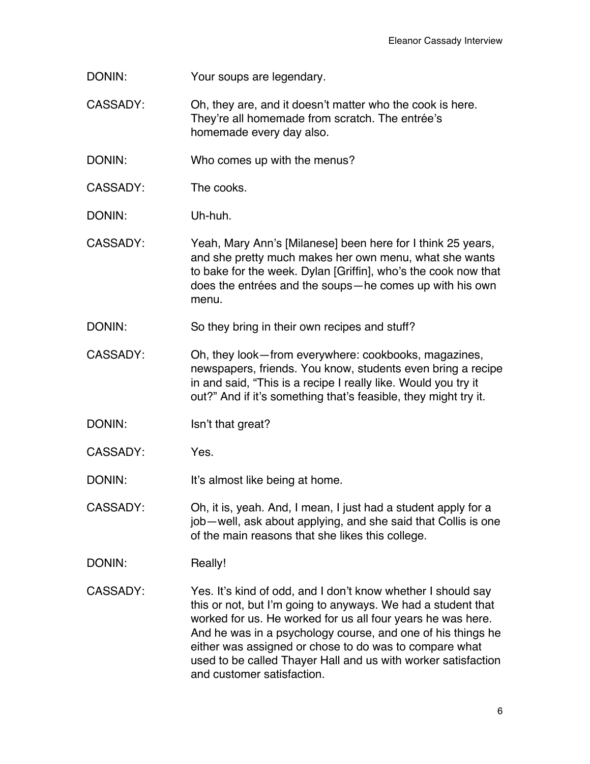DONIN: Your soups are legendary.

CASSADY: Oh, they are, and it doesn't matter who the cook is here. They're all homemade from scratch. The entrée's homemade every day also.

DONIN: Who comes up with the menus?

CASSADY: The cooks.

DONIN: Uh-huh.

CASSADY: Yeah, Mary Ann's [Milanese] been here for I think 25 years, and she pretty much makes her own menu, what she wants to bake for the week. Dylan [Griffin], who's the cook now that does the entrées and the soups—he comes up with his own menu.

DONIN: So they bring in their own recipes and stuff?

CASSADY: Oh, they look—from everywhere: cookbooks, magazines, newspapers, friends. You know, students even bring a recipe in and said, "This is a recipe I really like. Would you try it out?" And if it's something that's feasible, they might try it.

DONIN: Isn't that great?

CASSADY: Yes.

DONIN: It's almost like being at home.

CASSADY: Oh, it is, yeah. And, I mean, I just had a student apply for a job—well, ask about applying, and she said that Collis is one of the main reasons that she likes this college.

DONIN: Really!

CASSADY: Yes. It's kind of odd, and I don't know whether I should say this or not, but I'm going to anyways. We had a student that worked for us. He worked for us all four years he was here. And he was in a psychology course, and one of his things he either was assigned or chose to do was to compare what used to be called Thayer Hall and us with worker satisfaction and customer satisfaction.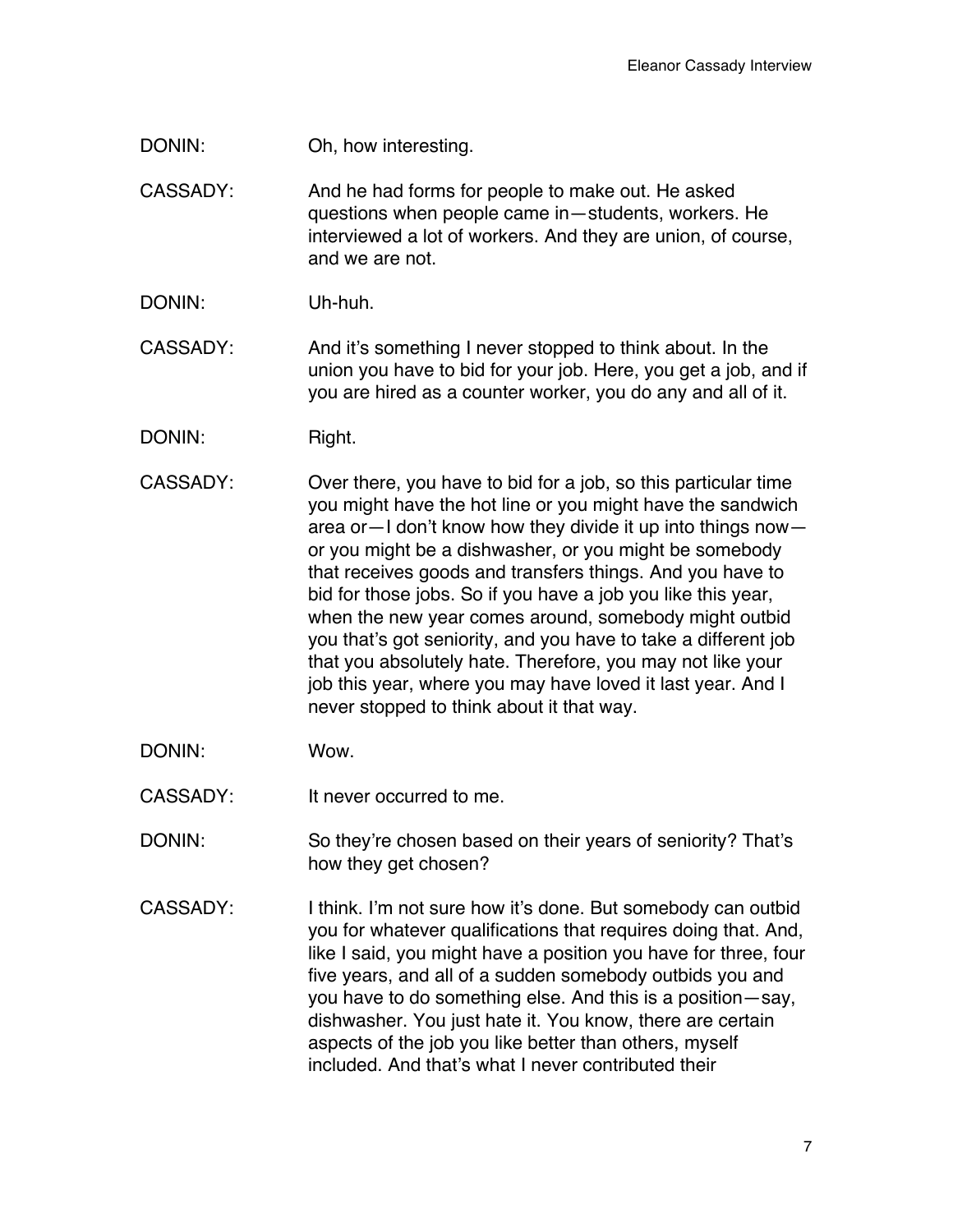DONIN: Oh, how interesting.

CASSADY: And he had forms for people to make out. He asked questions when people came in—students, workers. He interviewed a lot of workers. And they are union, of course, and we are not.

DONIN: Uh-huh.

CASSADY: And it's something I never stopped to think about. In the union you have to bid for your job. Here, you get a job, and if you are hired as a counter worker, you do any and all of it.

DONIN: Right.

CASSADY: Over there, you have to bid for a job, so this particular time you might have the hot line or you might have the sandwich area or—I don't know how they divide it up into things now—or you might be a dishwasher, or you might be somebody that receives goods and transfers things. And you have to bid for those jobs. So if you have a job you like this year, when the new year comes around, somebody might outbid you that's got seniority, and you have to take a different job that you absolutely hate. Therefore, you may not like your job this year, where you may have loved it last year. And I never stopped to think about it that way.

DONIN: Wow.

CASSADY: It never occurred to me.

DONIN: So they're chosen based on their years of seniority? That's how they get chosen?

CASSADY: I think. I'm not sure how it's done. But somebody can outbid you for whatever qualifications that requires doing that. And, like I said, you might have a position you have for three, four five years, and all of a sudden somebody outbids you and you have to do something else. And this is a position—say, dishwasher. You just hate it. You know, there are certain aspects of the job you like better than others, myself included. And that's what I never contributed their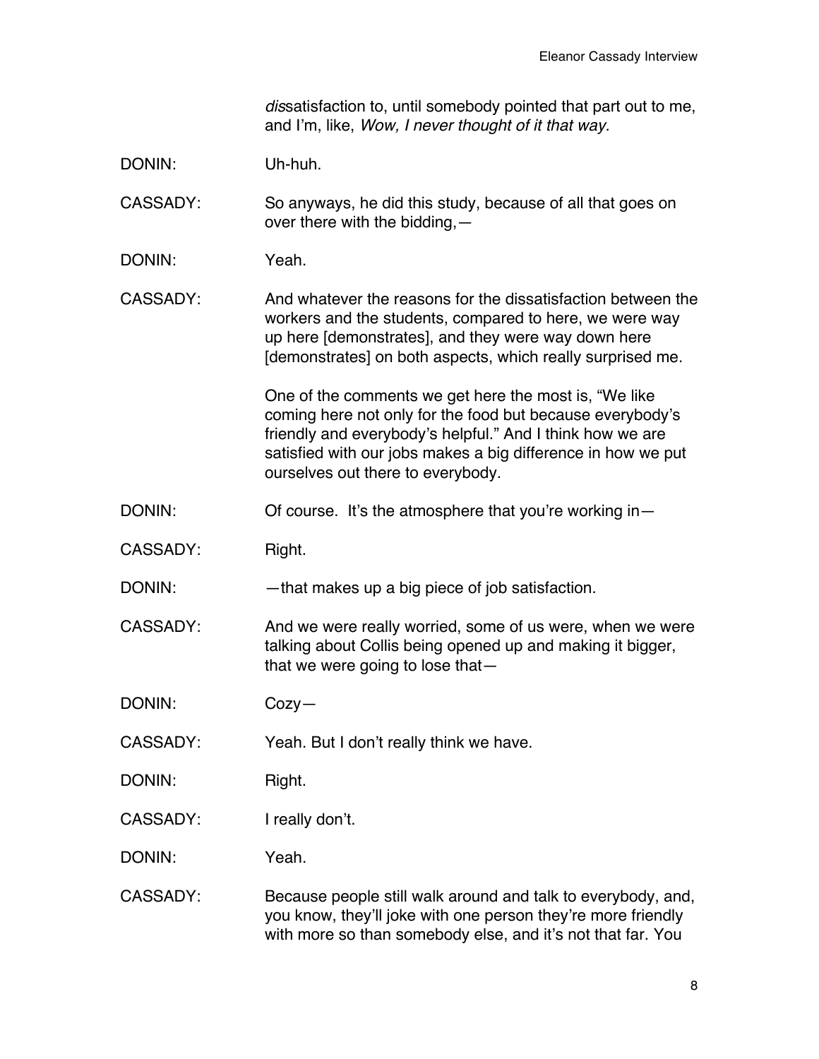*dis*satisfaction to, until somebody pointed that part out to me, and I'm, like, *Wow, I never thought of it that way.*

DONIN: Uh-huh.

CASSADY: So anyways, he did this study, because of all that goes on over there with the bidding,—

DONIN: Yeah.

CASSADY: And whatever the reasons for the dissatisfaction between the workers and the students, compared to here, we were way up here [demonstrates], and they were way down here [demonstrates] on both aspects, which really surprised me.

One of the comments we get here the most is, "We like coming here not only for the food but because everybody's friendly and everybody's helpful." And I think how we are satisfied with our jobs makes a big difference in how we put ourselves out there to everybody.

DONIN: Of course. It's the atmosphere that you're working in—

CASSADY: Right.

DONIN: —that makes up a big piece of job satisfaction.

CASSADY: And we were really worried, some of us were, when we were talking about Collis being opened up and making it bigger, that we were going to lose that—

DONIN: Cozy—

CASSADY: Yeah. But I don't really think we have.

DONIN: Right.

CASSADY: I really don't.

DONIN: Yeah.

CASSADY: Because people still walk around and talk to everybody, and, you know, they'll joke with one person they're more friendly with more so than somebody else, and it's not that far. You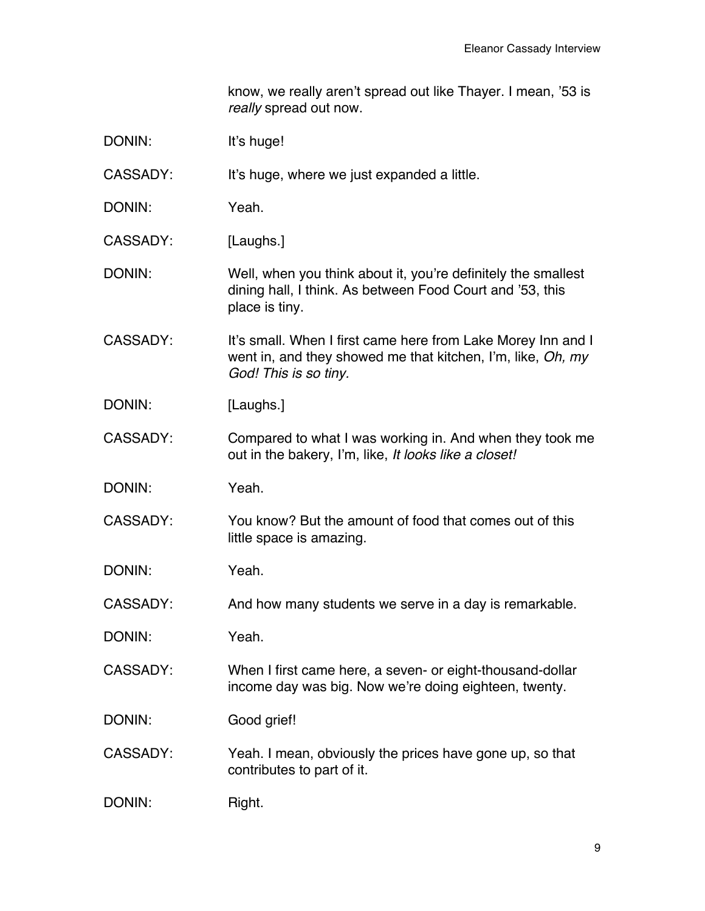know, we really aren't spread out like Thayer. I mean, '53 is *really* spread out now.

DONIN: It's huge!

CASSADY: It's huge, where we just expanded a little.

DONIN: Yeah.

CASSADY: [Laughs.]

DONIN: Well, when you think about it, you're definitely the smallest dining hall, I think. As between Food Court and '53, this place is tiny.

CASSADY: It's small. When I first came here from Lake Morey Inn and I went in, and they showed me that kitchen, I'm, like, *Oh, my God! This is so tiny.*

DONIN: [Laughs.]

CASSADY: Compared to what I was working in. And when they took me out in the bakery, I'm, like, *It looks like a closet!*

DONIN: Yeah.

CASSADY: You know? But the amount of food that comes out of this little space is amazing.

DONIN: Yeah.

CASSADY: And how many students we serve in a day is remarkable.

DONIN: Yeah.

CASSADY: When I first came here, a seven- or eight-thousand-dollar income day was big. Now we're doing eighteen, twenty.

DONIN: Good grief!

CASSADY: Yeah. I mean, obviously the prices have gone up, so that contributes to part of it.

DONIN: Right.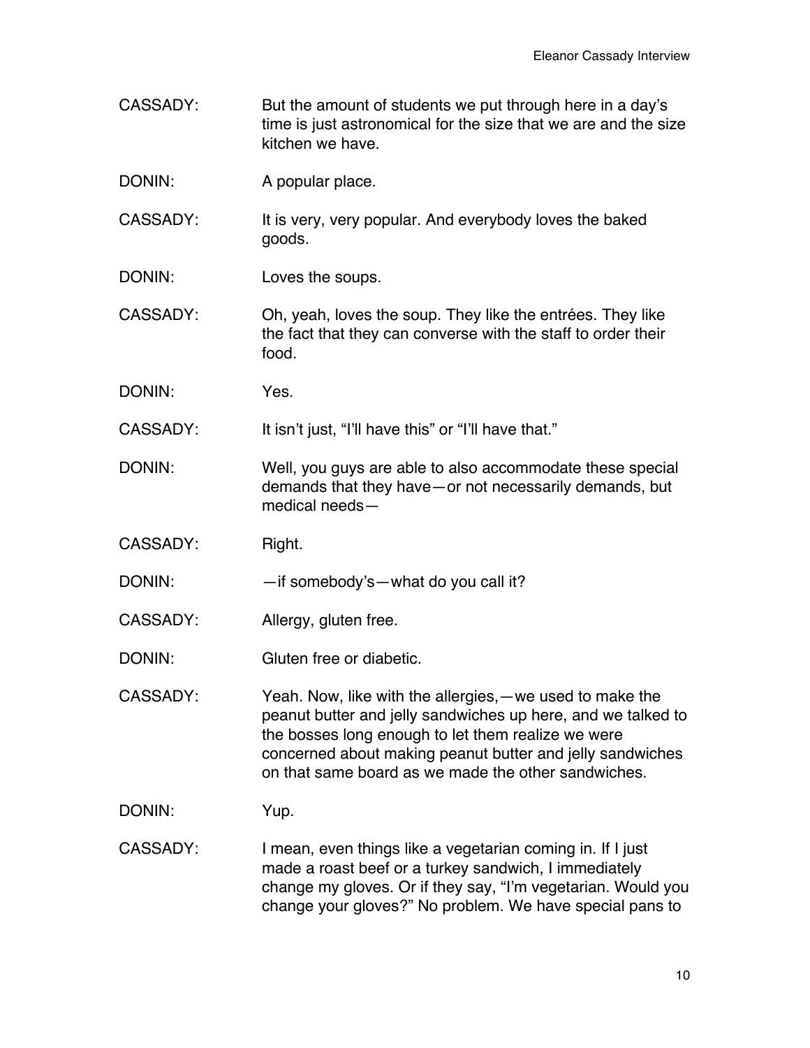CASSADY: But the amount of students we put through here in a day's time is just astronomical for the size that we are and the size kitchen we have.

DONIN: A popular place.

CASSADY: It is very, very popular. And everybody loves the baked goods.

DONIN: Loves the soups.

CASSADY: Oh, yeah, loves the soup. They like the entrées. They like the fact that they can converse with the staff to order their food.

DONIN: Yes.

CASSADY: It isn't just, "I'll have this" or "I'll have that."

DONIN: Well, you guys are able to also accommodate these special demands that they have—or not necessarily demands, but medical needs—

CASSADY: Right.

DONIN: —if somebody's—what do you call it?

CASSADY: Allergy, gluten free.

DONIN: Gluten free or diabetic.

CASSADY: Yeah. Now, like with the allergies,—we used to make the peanut butter and jelly sandwiches up here, and we talked to the bosses long enough to let them realize we were concerned about making peanut butter and jelly sandwiches on that same board as we made the other sandwiches.

DONIN: Yup.

CASSADY: I mean, even things like a vegetarian coming in. If I just made a roast beef or a turkey sandwich, I immediately change my gloves. Or if they say, "I'm vegetarian. Would you change your gloves?" No problem. We have special pans to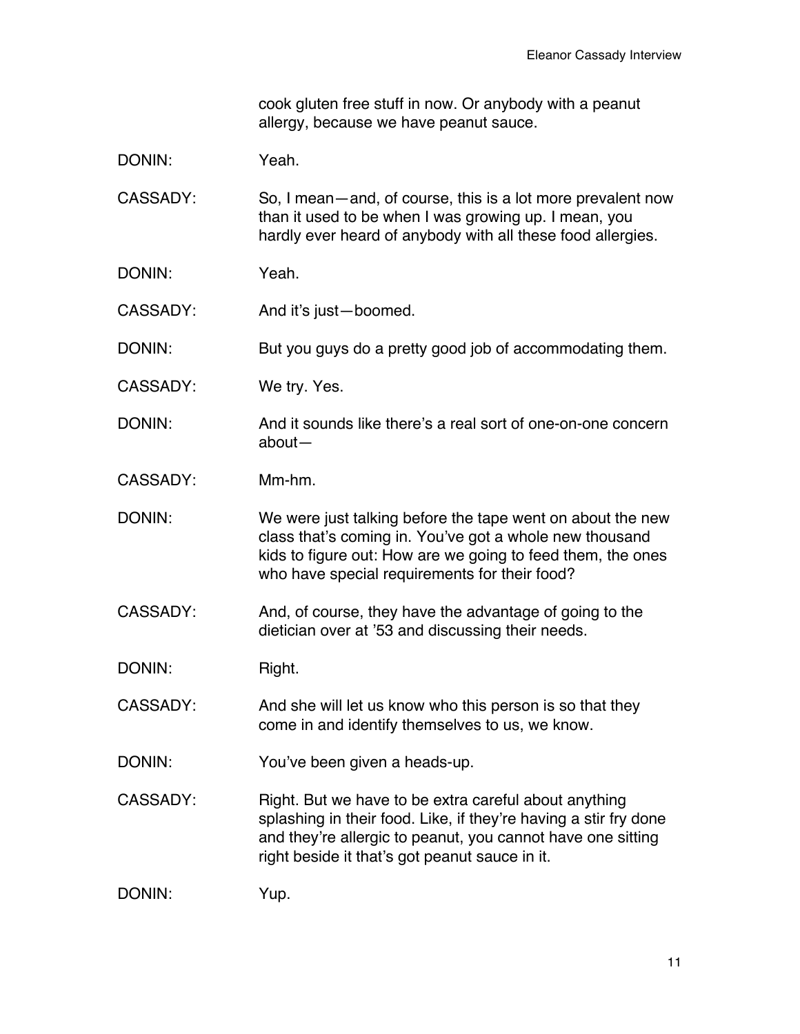cook gluten free stuff in now. Or anybody with a peanut allergy, because we have peanut sauce.

DONIN: Yeah.

CASSADY: So, I mean—and, of course, this is a lot more prevalent now than it used to be when I was growing up. I mean, you hardly ever heard of anybody with all these food allergies.

DONIN: Yeah.

CASSADY: And it's just—boomed.

DONIN: But you guys do a pretty good job of accommodating them.

CASSADY: We try. Yes.

DONIN: And it sounds like there's a real sort of one-on-one concern about—

CASSADY: Mm-hm.

DONIN: We were just talking before the tape went on about the new class that's coming in. You've got a whole new thousand kids to figure out: How are we going to feed them, the ones who have special requirements for their food?

CASSADY: And, of course, they have the advantage of going to the dietician over at '53 and discussing their needs.

DONIN: Right.

CASSADY: And she will let us know who this person is so that they come in and identify themselves to us, we know.

DONIN: You've been given a heads-up.

CASSADY: Right. But we have to be extra careful about anything splashing in their food. Like, if they're having a stir fry done and they're allergic to peanut, you cannot have one sitting right beside it that's got peanut sauce in it.

DONIN: Yup.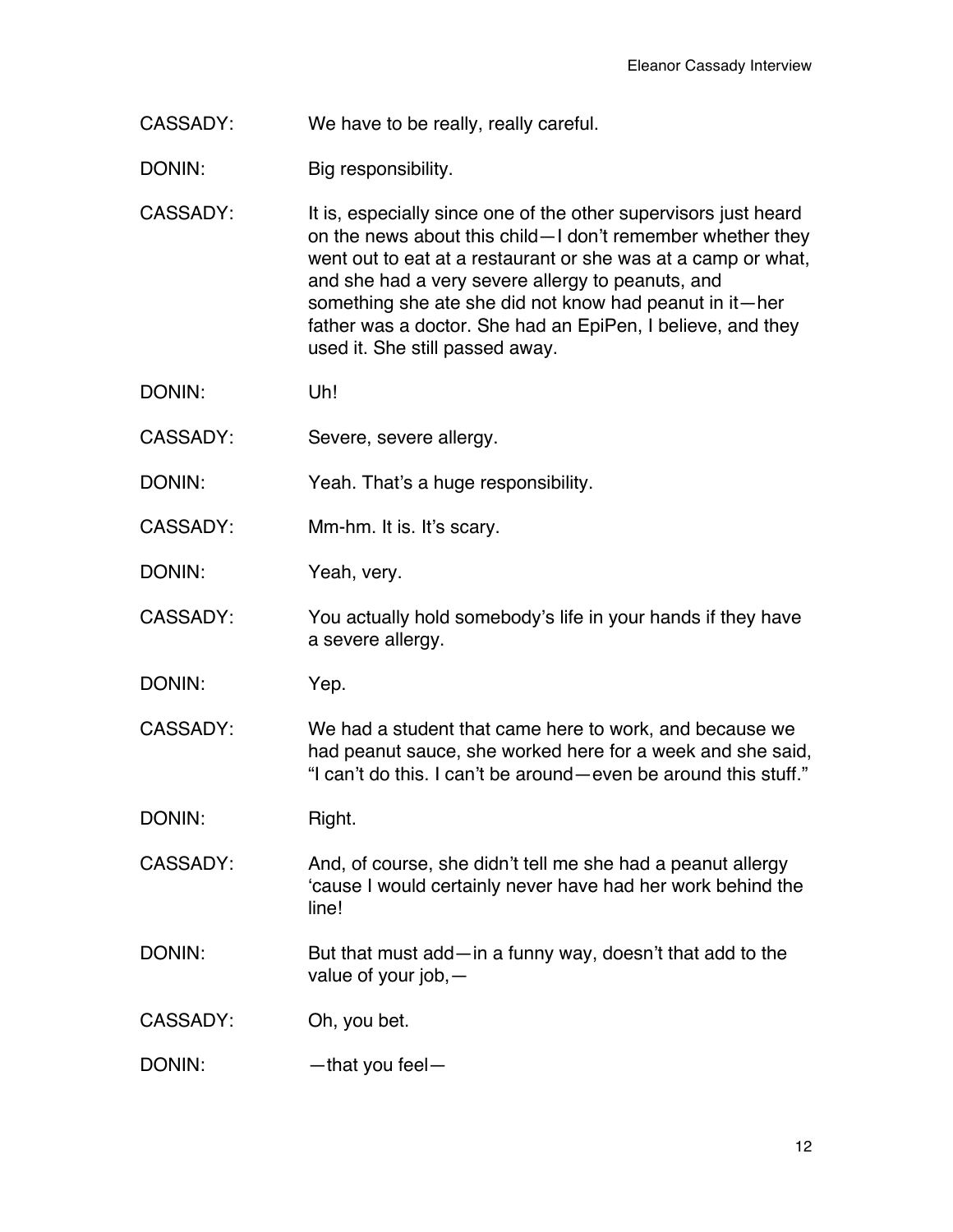CASSADY: We have to be really, really careful.

DONIN: Big responsibility.

CASSADY: It is, especially since one of the other supervisors just heard on the news about this child—I don't remember whether they went out to eat at a restaurant or she was at a camp or what, and she had a very severe allergy to peanuts, and something she ate she did not know had peanut in it—her father was a doctor. She had an EpiPen, I believe, and they used it. She still passed away.

DONIN: Uh!

CASSADY: Severe, severe allergy.

DONIN: Yeah. That's a huge responsibility.

CASSADY: Mm-hm. It is. It's scary.

DONIN: Yeah, very.

CASSADY: You actually hold somebody's life in your hands if they have a severe allergy.

DONIN: Yep.

CASSADY: We had a student that came here to work, and because we had peanut sauce, she worked here for a week and she said, "I can't do this. I can't be around—even be around this stuff."

DONIN: Right.

CASSADY: And, of course, she didn't tell me she had a peanut allergy 'cause I would certainly never have had her work behind the line!

DONIN: But that must add—in a funny way, doesn't that add to the value of your job,—

CASSADY: Oh, you bet.

DONIN: —that you feel—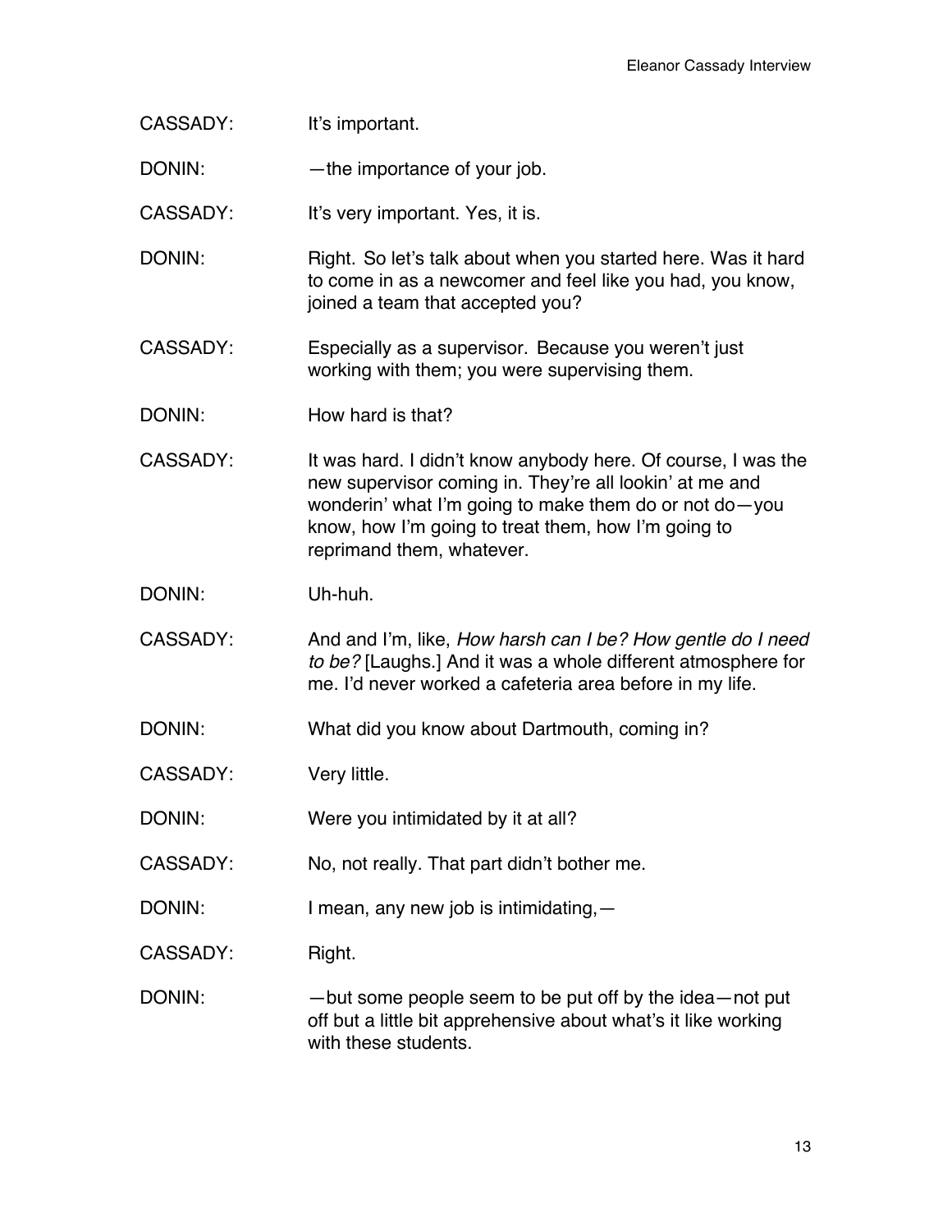CASSADY: It's important.

DONIN: —the importance of your job.

CASSADY: It's very important. Yes, it is.

DONIN: Right. So let's talk about when you started here. Was it hard to come in as a newcomer and feel like you had, you know, joined a team that accepted you?

CASSADY: Especially as a supervisor. Because you weren't just working with them; you were supervising them.

DONIN: How hard is that?

CASSADY: It was hard. I didn't know anybody here. Of course, I was the new supervisor coming in. They're all lookin' at me and wonderin' what I'm going to make them do or not do—you know, how I'm going to treat them, how I'm going to reprimand them, whatever.

DONIN: Uh-huh.

CASSADY: And and I'm, like, *How harsh can I be? How gentle do I need to be?* [Laughs.] And it was a whole different atmosphere for me. I'd never worked a cafeteria area before in my life.

DONIN: What did you know about Dartmouth, coming in?

CASSADY: Very little.

DONIN: Were you intimidated by it at all?

CASSADY: No, not really. That part didn't bother me.

DONIN: I mean, any new job is intimidating,—

CASSADY: Right.

DONIN: —but some people seem to be put off by the idea—not put off but a little bit apprehensive about what's it like working with these students.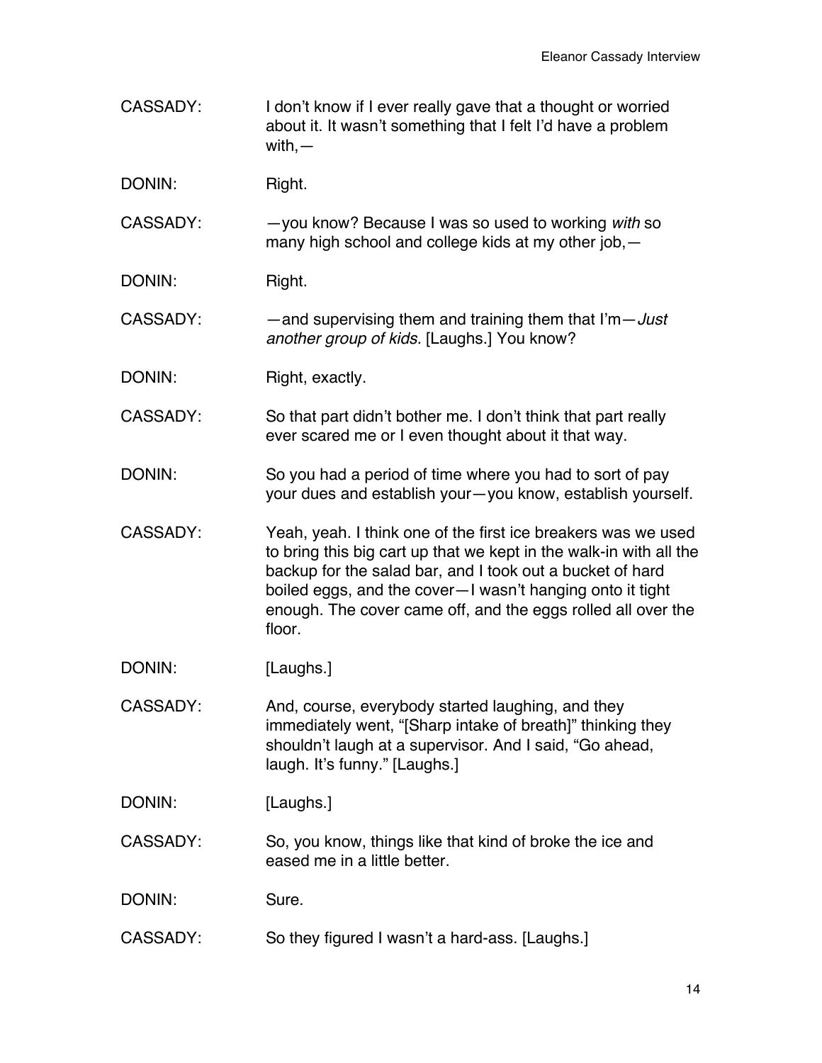CASSADY: I don't know if I ever really gave that a thought or worried about it. It wasn't something that I felt I'd have a problem with,—

DONIN: Right.

CASSADY: —you know? Because I was so used to working *with* so many high school and college kids at my other job,—

DONIN: Right.

CASSADY: —and supervising them and training them that I'm—*Just another group of kids.* [Laughs.] You know?

DONIN: Right, exactly.

CASSADY: So that part didn't bother me. I don't think that part really ever scared me or I even thought about it that way.

DONIN: So you had a period of time where you had to sort of pay your dues and establish your—you know, establish yourself.

CASSADY: Yeah, yeah. I think one of the first ice breakers was we used to bring this big cart up that we kept in the walk-in with all the backup for the salad bar, and I took out a bucket of hard boiled eggs, and the cover—I wasn't hanging onto it tight enough. The cover came off, and the eggs rolled all over the floor.

DONIN: [Laughs.]

CASSADY: And, course, everybody started laughing, and they immediately went, "[Sharp intake of breath]" thinking they shouldn't laugh at a supervisor. And I said, "Go ahead, laugh. It's funny." [Laughs.]

DONIN: [Laughs.]

CASSADY: So, you know, things like that kind of broke the ice and eased me in a little better.

DONIN: Sure.

CASSADY: So they figured I wasn't a hard-ass. [Laughs.]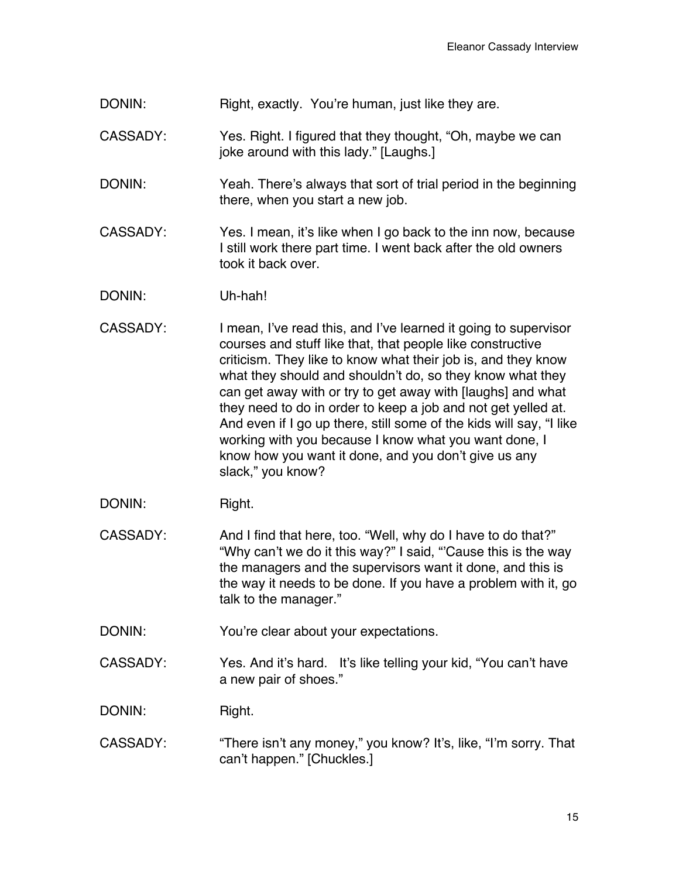DONIN: Right, exactly. You're human, just like they are.

CASSADY: Yes. Right. I figured that they thought, "Oh, maybe we can joke around with this lady." [Laughs.]

DONIN: Yeah. There's always that sort of trial period in the beginning there, when you start a new job.

CASSADY: Yes. I mean, it's like when I go back to the inn now, because I still work there part time. I went back after the old owners took it back over.

DONIN: Uh-hah!

CASSADY: I mean, I've read this, and I've learned it going to supervisor courses and stuff like that, that people like constructive criticism. They like to know what their job is, and they know what they should and shouldn't do, so they know what they can get away with or try to get away with [laughs] and what they need to do in order to keep a job and not get yelled at. And even if I go up there, still some of the kids will say, "I like working with you because I know what you want done, I know how you want it done, and you don't give us any slack," you know?

DONIN: Right.

CASSADY: And I find that here, too. "Well, why do I have to do that?" "Why can't we do it this way?" I said, "'Cause this is the way the managers and the supervisors want it done, and this is the way it needs to be done. If you have a problem with it, go talk to the manager."

DONIN: You're clear about your expectations.

CASSADY: Yes. And it's hard. It's like telling your kid, "You can't have a new pair of shoes."

DONIN: Right.

CASSADY: "There isn't any money," you know? It's, like, "I'm sorry. That can't happen." [Chuckles.]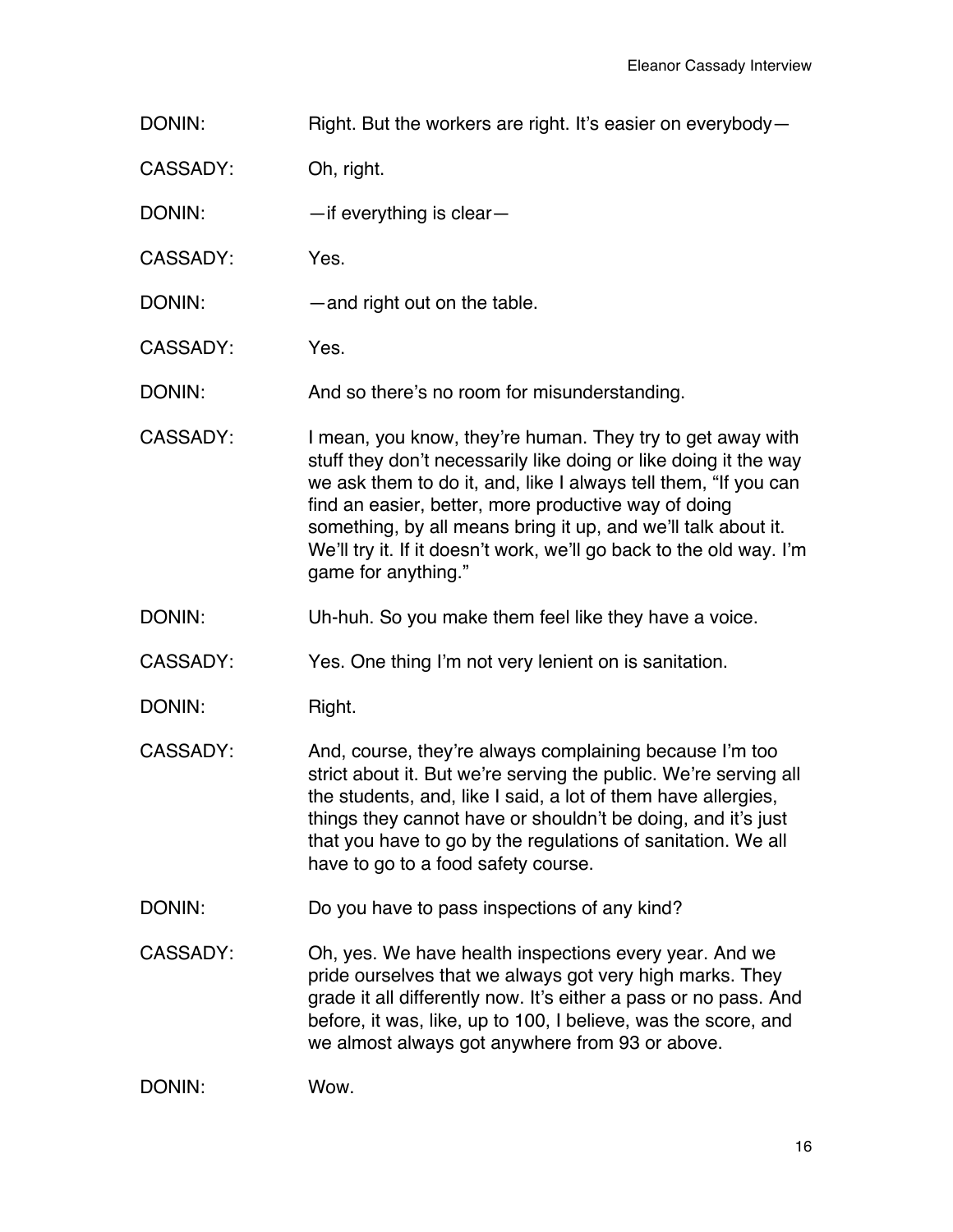DONIN: Right. But the workers are right. It's easier on everybody—

CASSADY: Oh, right.

DONIN: —if everything is clear—

CASSADY: Yes.

DONIN: —and right out on the table.

CASSADY: Yes.

DONIN: And so there's no room for misunderstanding.

CASSADY: I mean, you know, they're human. They try to get away with stuff they don't necessarily like doing or like doing it the way we ask them to do it, and, like I always tell them, "If you can find an easier, better, more productive way of doing something, by all means bring it up, and we'll talk about it. We'll try it. If it doesn't work, we'll go back to the old way. I'm game for anything."

DONIN: Uh-huh. So you make them feel like they have a voice.

CASSADY: Yes. One thing I'm not very lenient on is sanitation.

DONIN: Right.

CASSADY: And, course, they're always complaining because I'm too strict about it. But we're serving the public. We're serving all the students, and, like I said, a lot of them have allergies, things they cannot have or shouldn't be doing, and it's just that you have to go by the regulations of sanitation. We all have to go to a food safety course.

DONIN: Do you have to pass inspections of any kind?

CASSADY: Oh, yes. We have health inspections every year. And we pride ourselves that we always got very high marks. They grade it all differently now. It's either a pass or no pass. And before, it was, like, up to 100, I believe, was the score, and we almost always got anywhere from 93 or above.

DONIN: Wow.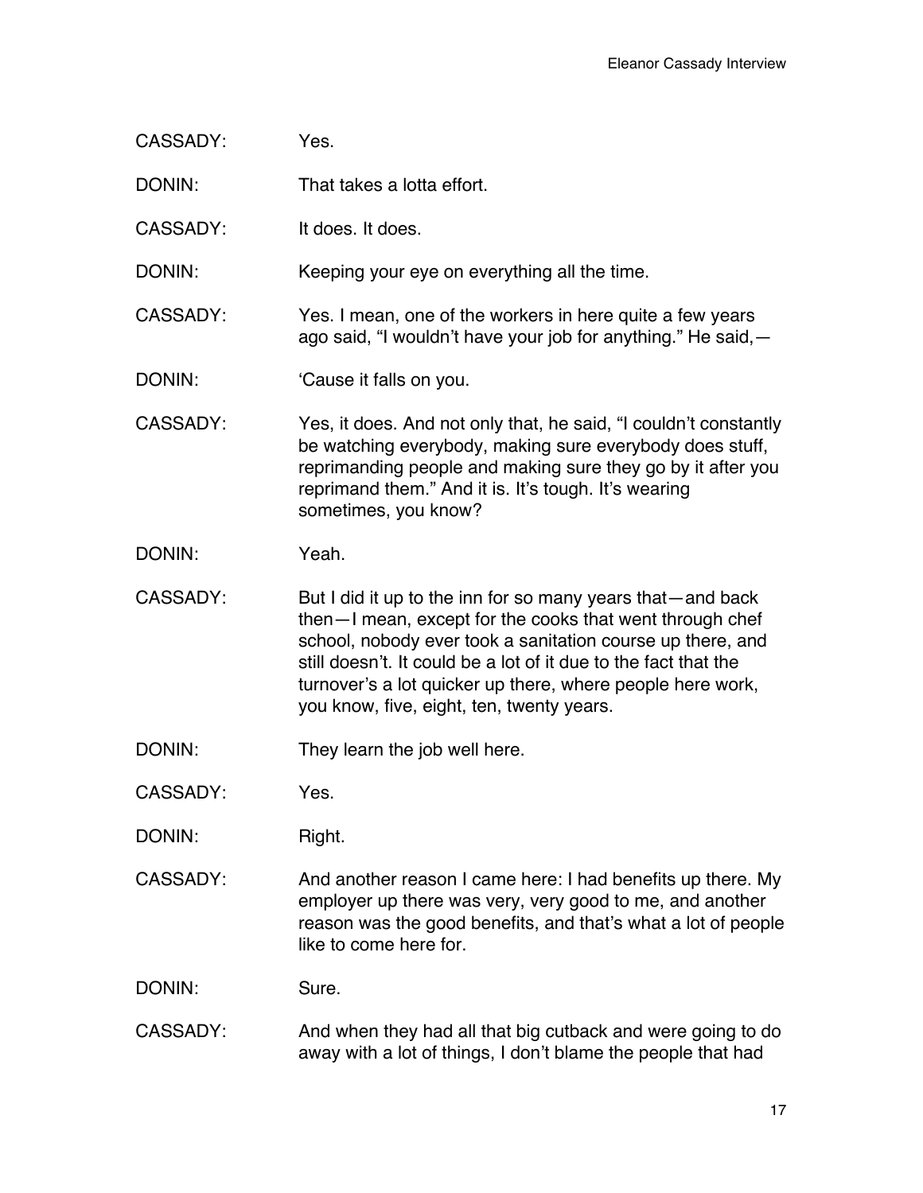CASSADY: Yes.

DONIN: That takes a lotta effort.

CASSADY: It does. It does.

DONIN: Keeping your eye on everything all the time.

CASSADY: Yes. I mean, one of the workers in here quite a few years ago said, "I wouldn't have your job for anything." He said,—

DONIN: 'Cause it falls on you.

CASSADY: Yes, it does. And not only that, he said, "I couldn't constantly be watching everybody, making sure everybody does stuff, reprimanding people and making sure they go by it after you reprimand them." And it is. It's tough. It's wearing sometimes, you know?

DONIN: Yeah.

CASSADY: But I did it up to the inn for so many years that—and back then—I mean, except for the cooks that went through chef school, nobody ever took a sanitation course up there, and still doesn't. It could be a lot of it due to the fact that the turnover's a lot quicker up there, where people here work, you know, five, eight, ten, twenty years.

DONIN: They learn the job well here.

CASSADY: Yes.

DONIN: Right.

CASSADY: And another reason I came here: I had benefits up there. My employer up there was very, very good to me, and another reason was the good benefits, and that's what a lot of people like to come here for.

DONIN: Sure.

CASSADY: And when they had all that big cutback and were going to do away with a lot of things, I don't blame the people that had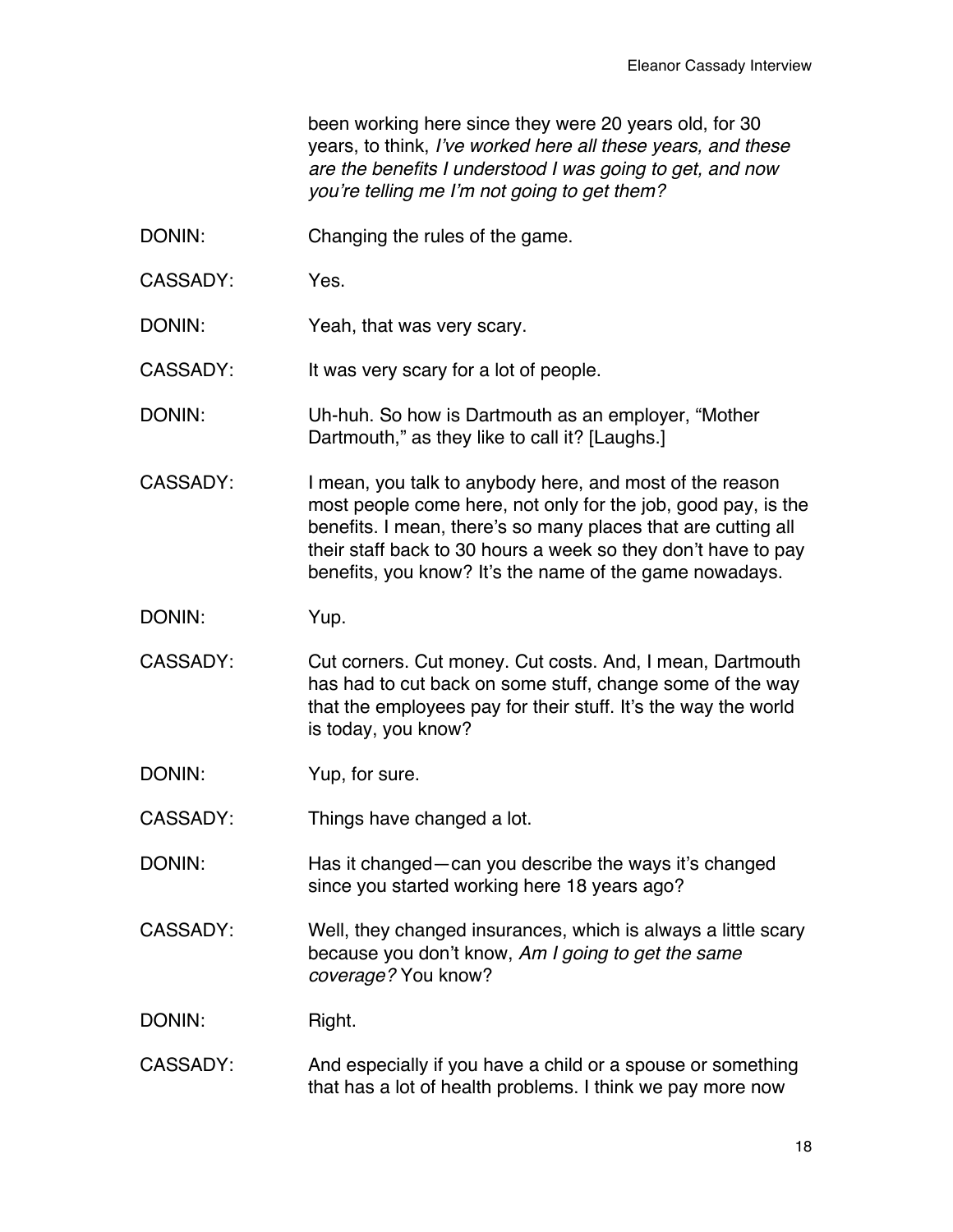been working here since they were 20 years old, for 30 years, to think, *I've worked here all these years, and these are the benefits I understood I was going to get, and now you're telling me I'm not going to get them?*

DONIN: Changing the rules of the game.

CASSADY: Yes.

DONIN: Yeah, that was very scary.

CASSADY: It was very scary for a lot of people.

DONIN: Uh-huh. So how is Dartmouth as an employer, "Mother Dartmouth," as they like to call it? [Laughs.]

CASSADY: I mean, you talk to anybody here, and most of the reason most people come here, not only for the job, good pay, is the benefits. I mean, there's so many places that are cutting all their staff back to 30 hours a week so they don't have to pay benefits, you know? It's the name of the game nowadays.

DONIN: Yup.

CASSADY: Cut corners. Cut money. Cut costs. And, I mean, Dartmouth has had to cut back on some stuff, change some of the way that the employees pay for their stuff. It's the way the world is today, you know?

DONIN: Yup, for sure.

CASSADY: Things have changed a lot.

DONIN: Has it changed—can you describe the ways it's changed since you started working here 18 years ago?

CASSADY: Well, they changed insurances, which is always a little scary because you don't know, *Am I going to get the same coverage?* You know?

DONIN: Right.

CASSADY: And especially if you have a child or a spouse or something that has a lot of health problems. I think we pay more now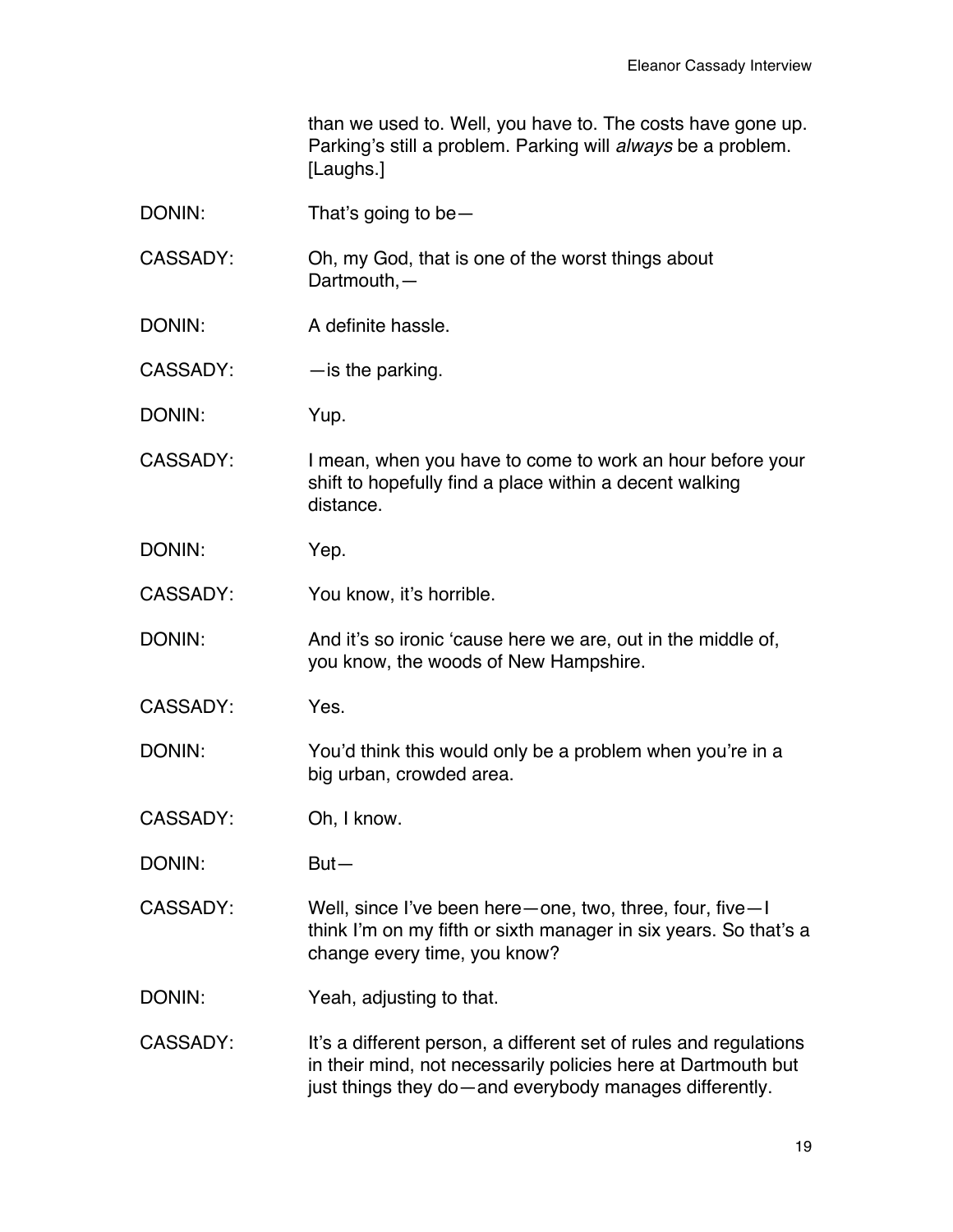than we used to. Well, you have to. The costs have gone up. Parking's still a problem. Parking will *always* be a problem. [Laughs.]

DONIN: That's going to be—

CASSADY: Oh, my God, that is one of the worst things about Dartmouth,—

DONIN: A definite hassle.

CASSADY: —is the parking.

DONIN: Yup.

CASSADY: I mean, when you have to come to work an hour before your shift to hopefully find a place within a decent walking distance.

DONIN: Yep.

CASSADY: You know, it's horrible.

DONIN: And it's so ironic 'cause here we are, out in the middle of, you know, the woods of New Hampshire.

CASSADY: Yes.

DONIN: You'd think this would only be a problem when you're in a big urban, crowded area.

CASSADY: Oh, I know.

DONIN: But—

CASSADY: Well, since I've been here—one, two, three, four, five—I think I'm on my fifth or sixth manager in six years. So that's a change every time, you know?

DONIN: Yeah, adjusting to that.

CASSADY: It's a different person, a different set of rules and regulations in their mind, not necessarily policies here at Dartmouth but just things they do—and everybody manages differently.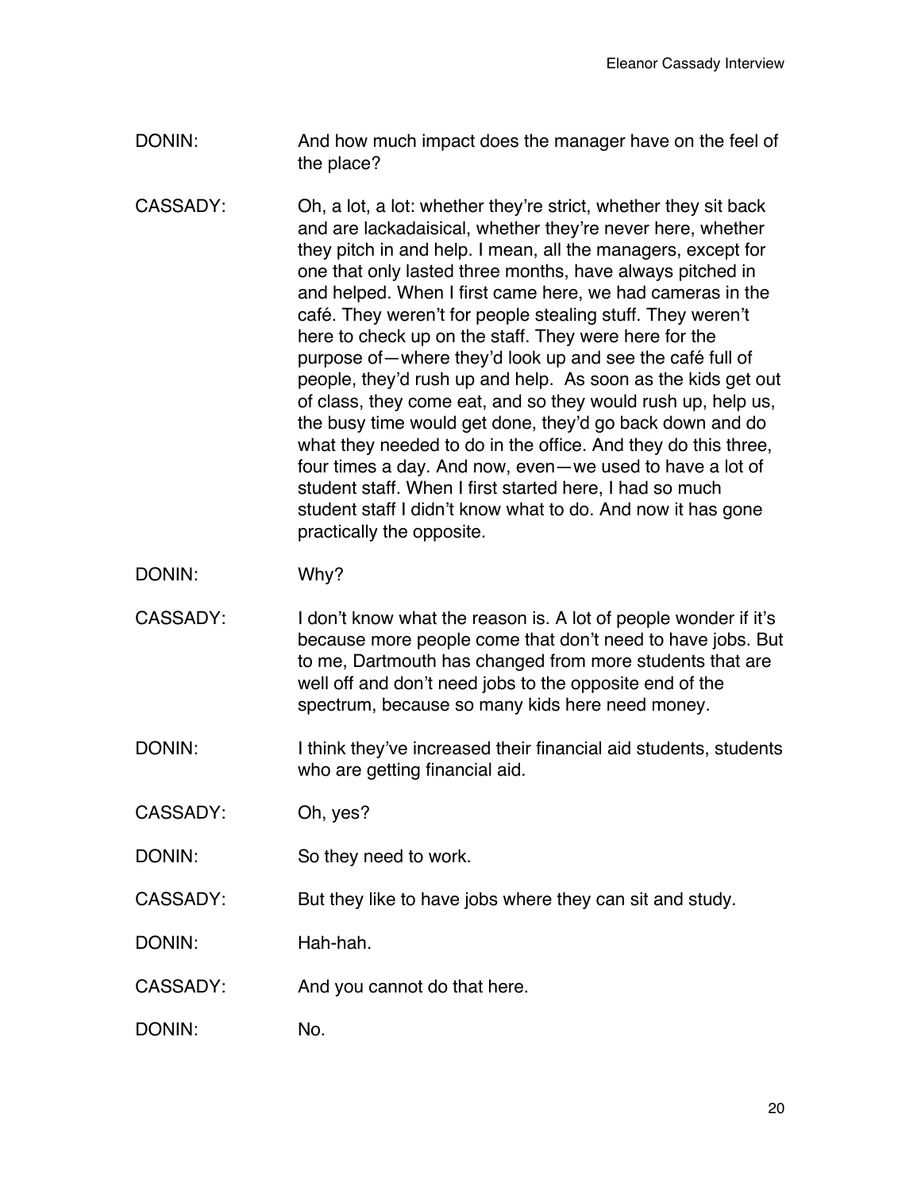DONIN: And how much impact does the manager have on the feel of the place?

CASSADY: Oh, a lot, a lot: whether they're strict, whether they sit back and are lackadaisical, whether they're never here, whether they pitch in and help. I mean, all the managers, except for one that only lasted three months, have always pitched in and helped. When I first came here, we had cameras in the café. They weren't for people stealing stuff. They weren't here to check up on the staff. They were here for the purpose of—where they'd look up and see the café full of people, they'd rush up and help. As soon as the kids get out of class, they come eat, and so they would rush up, help us, the busy time would get done, they'd go back down and do what they needed to do in the office. And they do this three, four times a day. And now, even—we used to have a lot of student staff. When I first started here, I had so much student staff I didn't know what to do. And now it has gone practically the opposite.

DONIN: Why?

CASSADY: I don't know what the reason is. A lot of people wonder if it's because more people come that don't need to have jobs. But to me, Dartmouth has changed from more students that are well off and don't need jobs to the opposite end of the spectrum, because so many kids here need money.

DONIN: I think they've increased their financial aid students, students who are getting financial aid.

CASSADY: Oh, yes?

DONIN: So they need to work.

CASSADY: But they like to have jobs where they can sit and study.

DONIN: Hah-hah.

CASSADY: And you cannot do that here.

DONIN: No.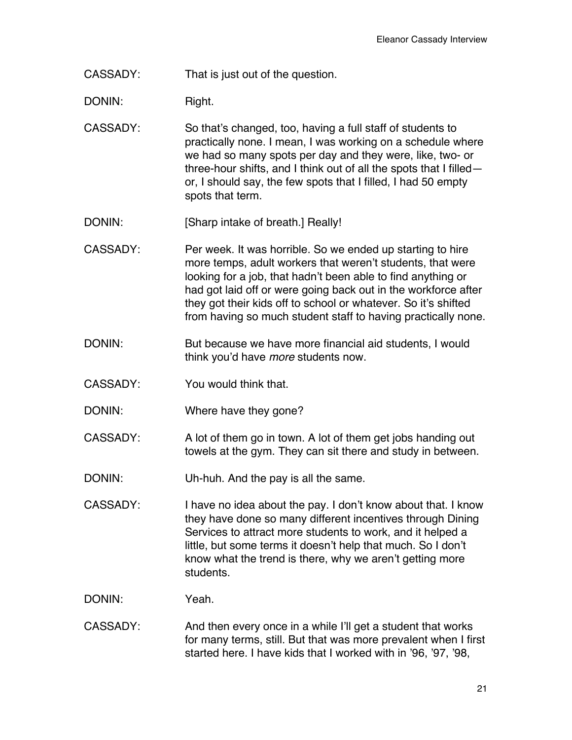CASSADY: That is just out of the question.

DONIN: Right.

CASSADY: So that's changed, too, having a full staff of students to practically none. I mean, I was working on a schedule where we had so many spots per day and they were, like, two- or three-hour shifts, and I think out of all the spots that I filled—or, I should say, the few spots that I filled, I had 50 empty spots that term.

DONIN: [Sharp intake of breath.] Really!

CASSADY: Per week. It was horrible. So we ended up starting to hire more temps, adult workers that weren't students, that were looking for a job, that hadn't been able to find anything or had got laid off or were going back out in the workforce after they got their kids off to school or whatever. So it's shifted from having so much student staff to having practically none.

DONIN: But because we have more financial aid students, I would think you'd have *more* students now.

CASSADY: You would think that.

DONIN: Where have they gone?

CASSADY: A lot of them go in town. A lot of them get jobs handing out towels at the gym. They can sit there and study in between.

DONIN: Uh-huh. And the pay is all the same.

CASSADY: I have no idea about the pay. I don't know about that. I know they have done so many different incentives through Dining Services to attract more students to work, and it helped a little, but some terms it doesn't help that much. So I don't know what the trend is there, why we aren't getting more students.

DONIN: Yeah.

CASSADY: And then every once in a while I'll get a student that works for many terms, still. But that was more prevalent when I first started here. I have kids that I worked with in '96, '97, '98,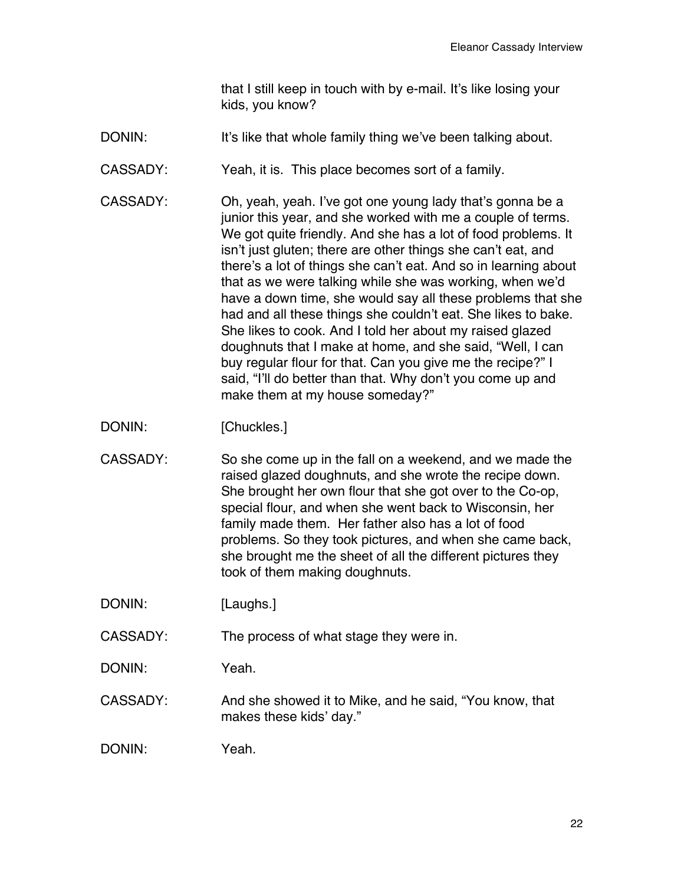that I still keep in touch with by e-mail. It's like losing your kids, you know?

DONIN: It's like that whole family thing we've been talking about.

CASSADY: Yeah, it is. This place becomes sort of a family.

CASSADY: Oh, yeah, yeah. I've got one young lady that's gonna be a junior this year, and she worked with me a couple of terms. We got quite friendly. And she has a lot of food problems. It isn't just gluten; there are other things she can't eat, and there's a lot of things she can't eat. And so in learning about that as we were talking while she was working, when we'd have a down time, she would say all these problems that she had and all these things she couldn't eat. She likes to bake. She likes to cook. And I told her about my raised glazed doughnuts that I make at home, and she said, "Well, I can buy regular flour for that. Can you give me the recipe?" I said, "I'll do better than that. Why don't you come up and make them at my house someday?"

DONIN: [Chuckles.]

CASSADY: So she come up in the fall on a weekend, and we made the raised glazed doughnuts, and she wrote the recipe down. She brought her own flour that she got over to the Co-op, special flour, and when she went back to Wisconsin, her family made them. Her father also has a lot of food problems. So they took pictures, and when she came back, she brought me the sheet of all the different pictures they took of them making doughnuts.

DONIN: [Laughs.]

CASSADY: The process of what stage they were in.

DONIN: Yeah.

CASSADY: And she showed it to Mike, and he said, "You know, that makes these kids' day."

DONIN: Yeah.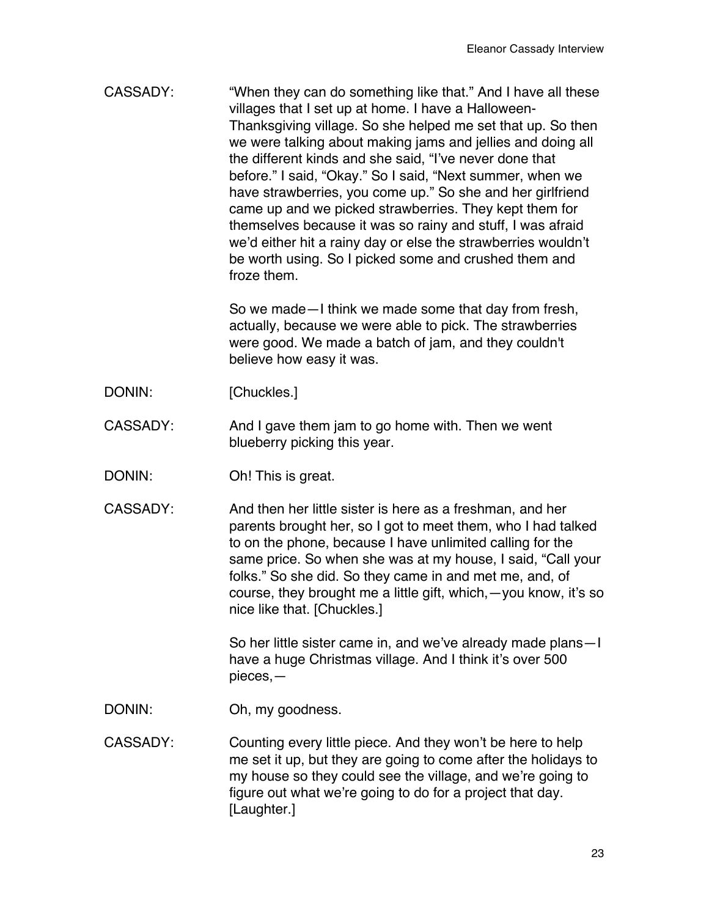CASSADY: "When they can do something like that." And I have all these villages that I set up at home. I have a Halloween-Thanksgiving village. So she helped me set that up. So then we were talking about making jams and jellies and doing all the different kinds and she said, "I've never done that before." I said, "Okay." So I said, "Next summer, when we have strawberries, you come up." So she and her girlfriend came up and we picked strawberries. They kept them for themselves because it was so rainy and stuff, I was afraid we'd either hit a rainy day or else the strawberries wouldn't be worth using. So I picked some and crushed them and froze them.

So we made—I think we made some that day from fresh, actually, because we were able to pick. The strawberries were good. We made a batch of jam, and they couldn't believe how easy it was.

DONIN: [Chuckles.]

CASSADY: And I gave them jam to go home with. Then we went blueberry picking this year.

DONIN: Oh! This is great.

CASSADY: And then her little sister is here as a freshman, and her parents brought her, so I got to meet them, who I had talked to on the phone, because I have unlimited calling for the same price. So when she was at my house, I said, "Call your folks." So she did. So they came in and met me, and, of course, they brought me a little gift, which,—you know, it's so nice like that. [Chuckles.]

So her little sister came in, and we've already made plans—I have a huge Christmas village. And I think it's over 500 pieces,—

DONIN: Oh, my goodness.

CASSADY: Counting every little piece. And they won't be here to help me set it up, but they are going to come after the holidays to my house so they could see the village, and we're going to figure out what we're going to do for a project that day. [Laughter.]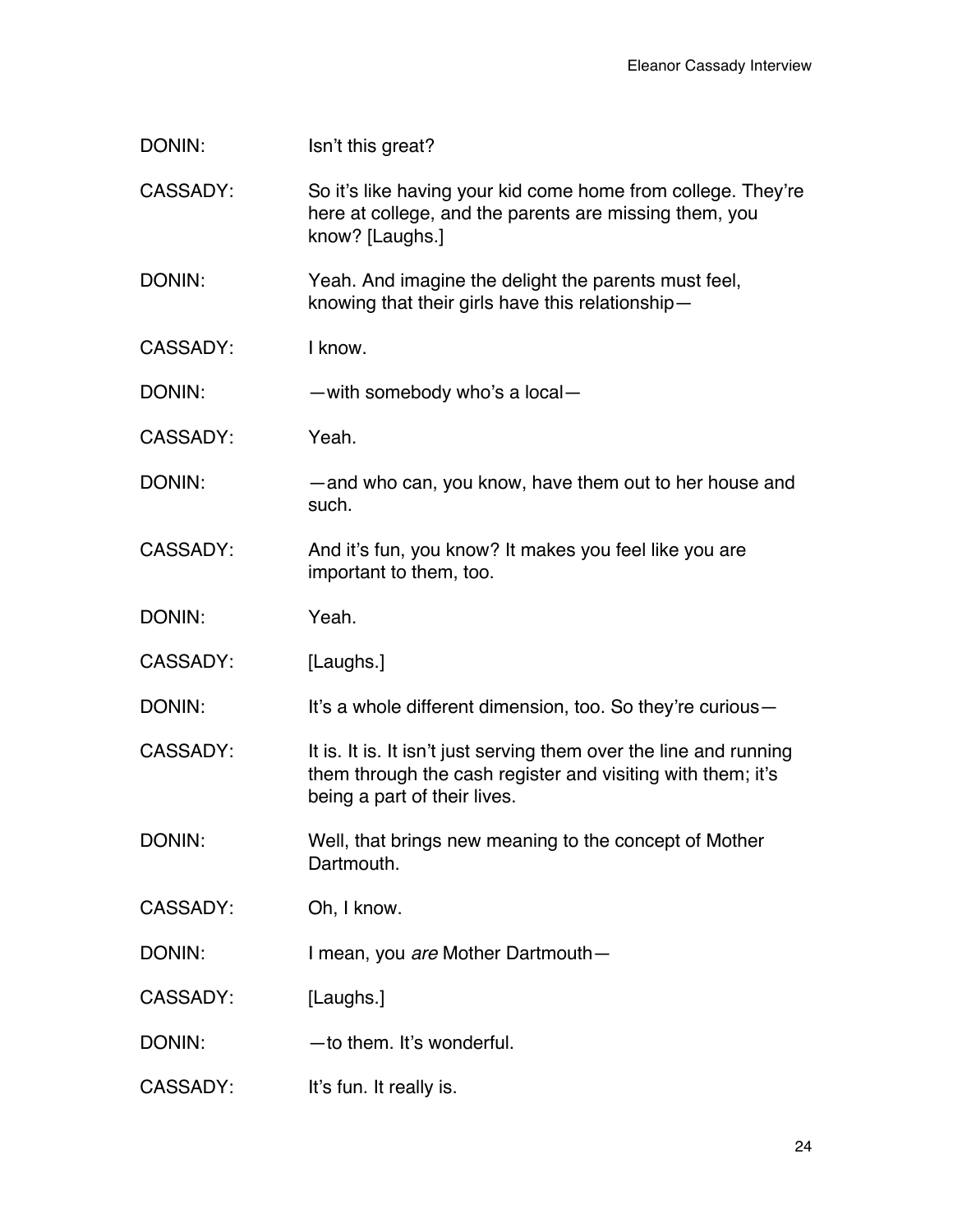DONIN: Isn't this great?

CASSADY: So it's like having your kid come home from college. They're here at college, and the parents are missing them, you know? [Laughs.]

DONIN: Yeah. And imagine the delight the parents must feel, knowing that their girls have this relationship—

CASSADY: I know.

DONIN: —with somebody who's a local—

CASSADY: Yeah.

DONIN: —and who can, you know, have them out to her house and such.

CASSADY: And it's fun, you know? It makes you feel like you are important to them, too.

DONIN: Yeah.

CASSADY: [Laughs.]

DONIN: It's a whole different dimension, too. So they're curious—

CASSADY: It is. It is. It isn't just serving them over the line and running them through the cash register and visiting with them; it's being a part of their lives.

DONIN: Well, that brings new meaning to the concept of Mother Dartmouth.

CASSADY: Oh, I know.

DONIN: I mean, you *are* Mother Dartmouth—

CASSADY: [Laughs.]

DONIN: —to them. It's wonderful.

CASSADY: It's fun. It really is.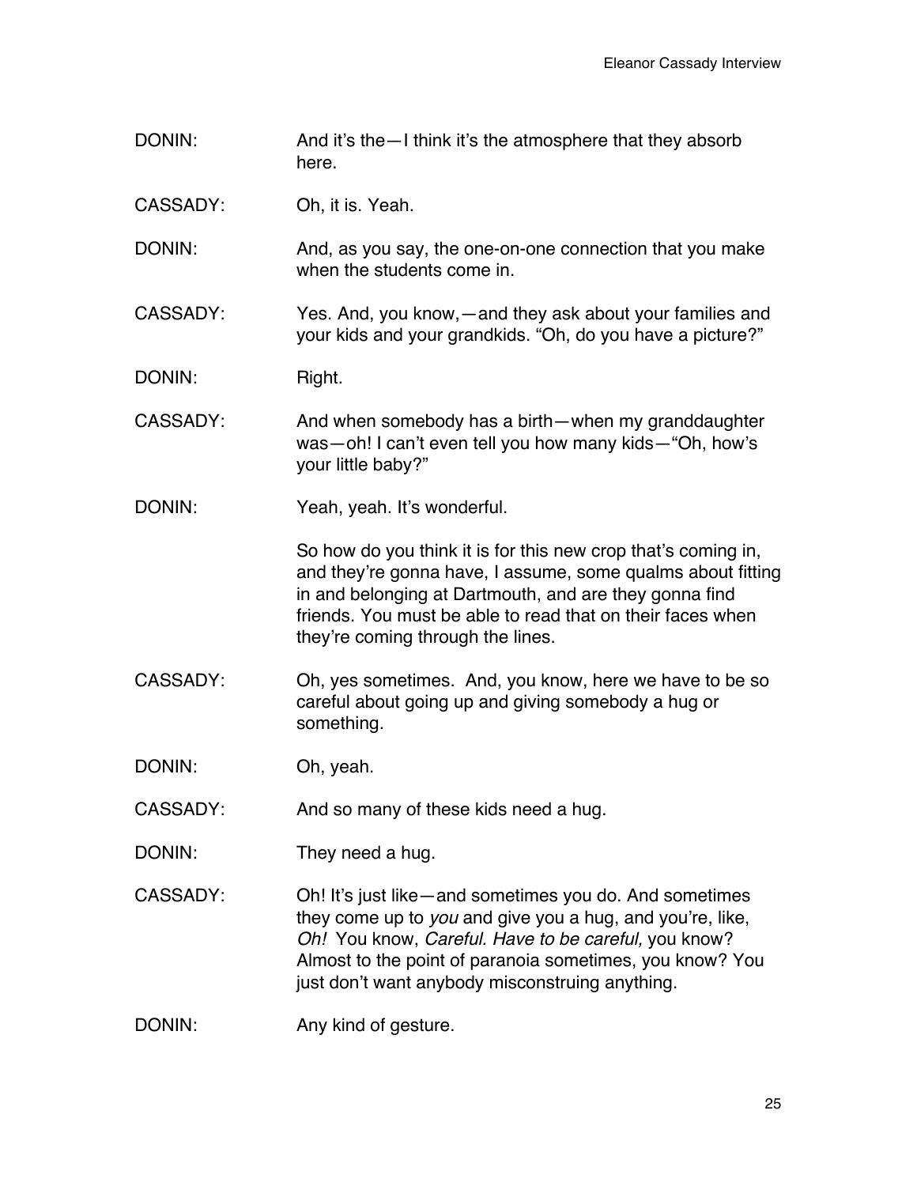DONIN: And it's the—I think it's the atmosphere that they absorb here.

CASSADY: Oh, it is. Yeah.

DONIN: And, as you say, the one-on-one connection that you make when the students come in.

CASSADY: Yes. And, you know,—and they ask about your families and your kids and your grandkids. "Oh, do you have a picture?"

DONIN: Right.

CASSADY: And when somebody has a birth—when my granddaughter was—oh! I can't even tell you how many kids—"Oh, how's your little baby?"

DONIN: Yeah, yeah. It's wonderful.

So how do you think it is for this new crop that's coming in, and they're gonna have, I assume, some qualms about fitting in and belonging at Dartmouth, and are they gonna find friends. You must be able to read that on their faces when they're coming through the lines.

CASSADY: Oh, yes sometimes. And, you know, here we have to be so careful about going up and giving somebody a hug or something.

DONIN: Oh, yeah.

CASSADY: And so many of these kids need a hug.

DONIN: They need a hug.

CASSADY: Oh! It's just like—and sometimes you do. And sometimes they come up to *you* and give you a hug, and you're, like, *Oh!* You know, *Careful. Have to be careful,* you know? Almost to the point of paranoia sometimes, you know? You just don't want anybody misconstruing anything.

DONIN: Any kind of gesture.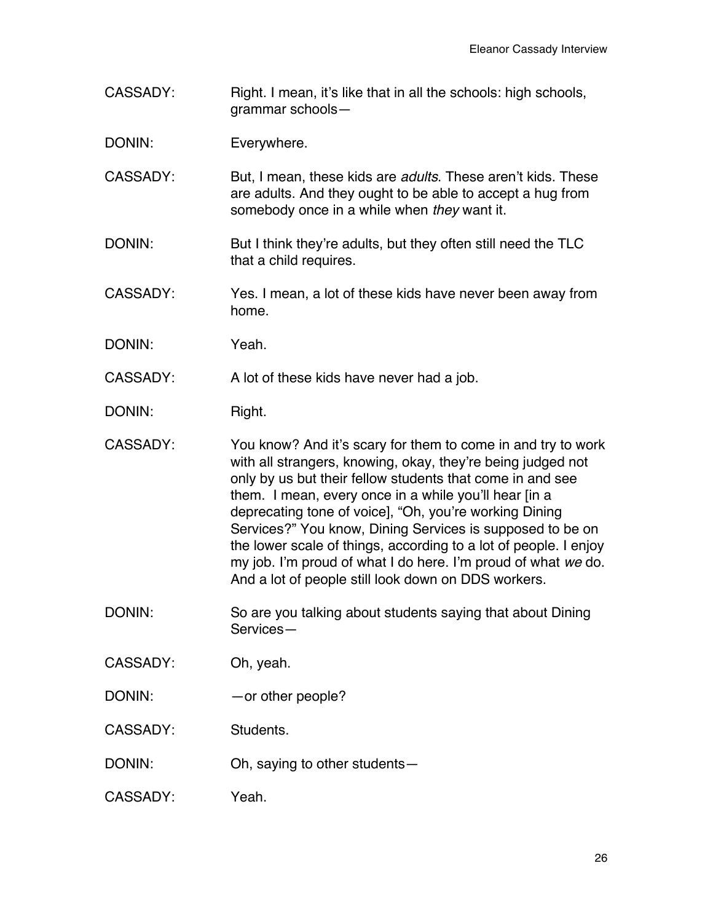CASSADY: Right. I mean, it's like that in all the schools: high schools, grammar schools—

DONIN: Everywhere.

CASSADY: But, I mean, these kids are *adults*. These aren't kids. These are adults. And they ought to be able to accept a hug from somebody once in a while when *they* want it.

DONIN: But I think they're adults, but they often still need the TLC that a child requires.

CASSADY: Yes. I mean, a lot of these kids have never been away from home.

DONIN: Yeah.

CASSADY: A lot of these kids have never had a job.

DONIN: Right.

CASSADY: You know? And it's scary for them to come in and try to work with all strangers, knowing, okay, they're being judged not only by us but their fellow students that come in and see them. I mean, every once in a while you'll hear [in a deprecating tone of voice], "Oh, you're working Dining Services?" You know, Dining Services is supposed to be on the lower scale of things, according to a lot of people. I enjoy my job. I'm proud of what I do here. I'm proud of what *we* do. And a lot of people still look down on DDS workers.

DONIN: So are you talking about students saying that about Dining Services—

CASSADY: Oh, yeah.

DONIN: —or other people?

CASSADY: Students.

DONIN: Oh, saying to other students—

CASSADY: Yeah.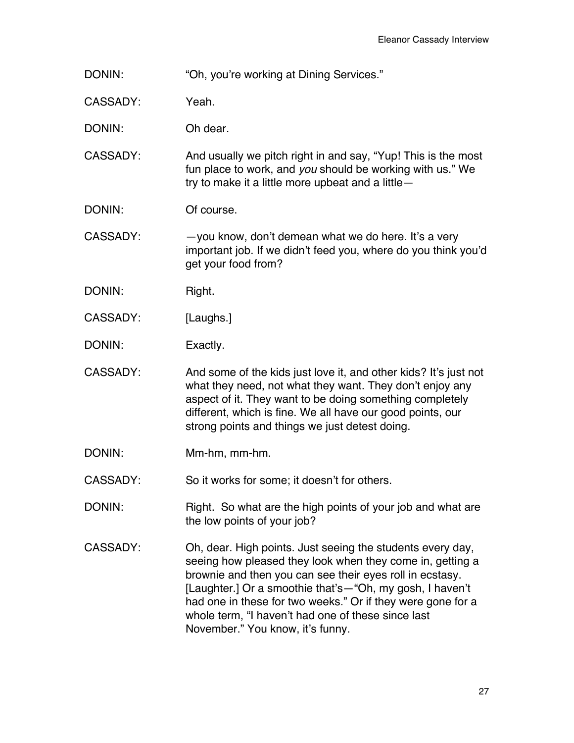DONIN: "Oh, you're working at Dining Services."

CASSADY: Yeah.

DONIN: Oh dear.

CASSADY: And usually we pitch right in and say, "Yup! This is the most fun place to work, and *you* should be working with us." We try to make it a little more upbeat and a little—

DONIN: Of course.

CASSADY: —you know, don't demean what we do here. It's a very important job. If we didn't feed you, where do you think you'd get your food from?

DONIN: Right.

CASSADY: [Laughs.]

DONIN: Exactly.

CASSADY: And some of the kids just love it, and other kids? It's just not what they need, not what they want. They don't enjoy any aspect of it. They want to be doing something completely different, which is fine. We all have our good points, our strong points and things we just detest doing.

DONIN: Mm-hm, mm-hm.

CASSADY: So it works for some; it doesn't for others.

DONIN: Right. So what are the high points of your job and what are the low points of your job?

CASSADY: Oh, dear. High points. Just seeing the students every day, seeing how pleased they look when they come in, getting a brownie and then you can see their eyes roll in ecstasy. [Laughter.] Or a smoothie that's—"Oh, my gosh, I haven't had one in these for two weeks." Or if they were gone for a whole term, "I haven't had one of these since last November." You know, it's funny.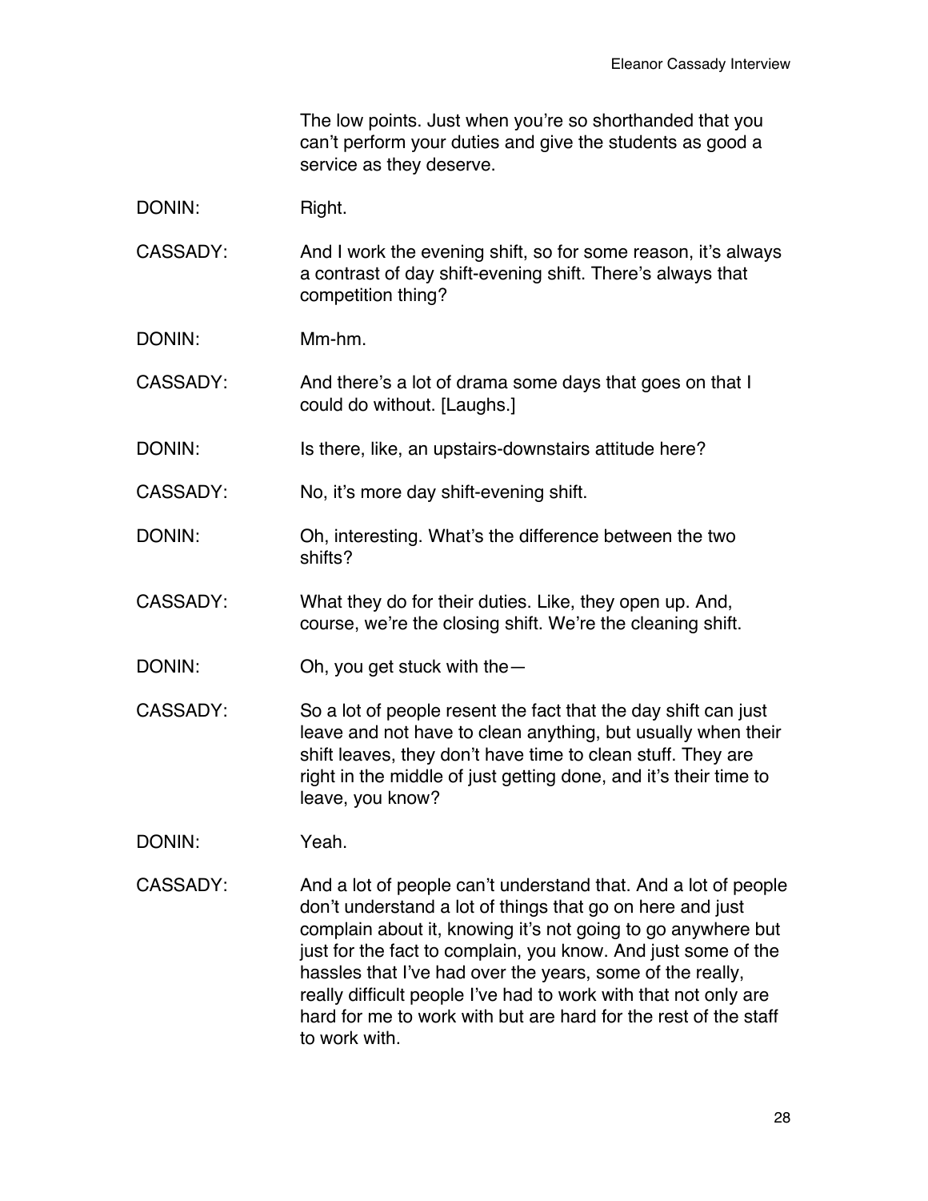The low points. Just when you're so shorthanded that you can't perform your duties and give the students as good a service as they deserve.

DONIN: Right.

CASSADY: And I work the evening shift, so for some reason, it's always a contrast of day shift-evening shift. There's always that competition thing?

DONIN: Mm-hm.

CASSADY: And there's a lot of drama some days that goes on that I could do without. [Laughs.]

DONIN: Is there, like, an upstairs-downstairs attitude here?

CASSADY: No, it's more day shift-evening shift.

DONIN: Oh, interesting. What's the difference between the two shifts?

CASSADY: What they do for their duties. Like, they open up. And, course, we're the closing shift. We're the cleaning shift.

DONIN: Oh, you get stuck with the—

CASSADY: So a lot of people resent the fact that the day shift can just leave and not have to clean anything, but usually when their shift leaves, they don't have time to clean stuff. They are right in the middle of just getting done, and it's their time to leave, you know?

DONIN: Yeah.

CASSADY: And a lot of people can't understand that. And a lot of people don't understand a lot of things that go on here and just complain about it, knowing it's not going to go anywhere but just for the fact to complain, you know. And just some of the hassles that I've had over the years, some of the really, really difficult people I've had to work with that not only are hard for me to work with but are hard for the rest of the staff to work with.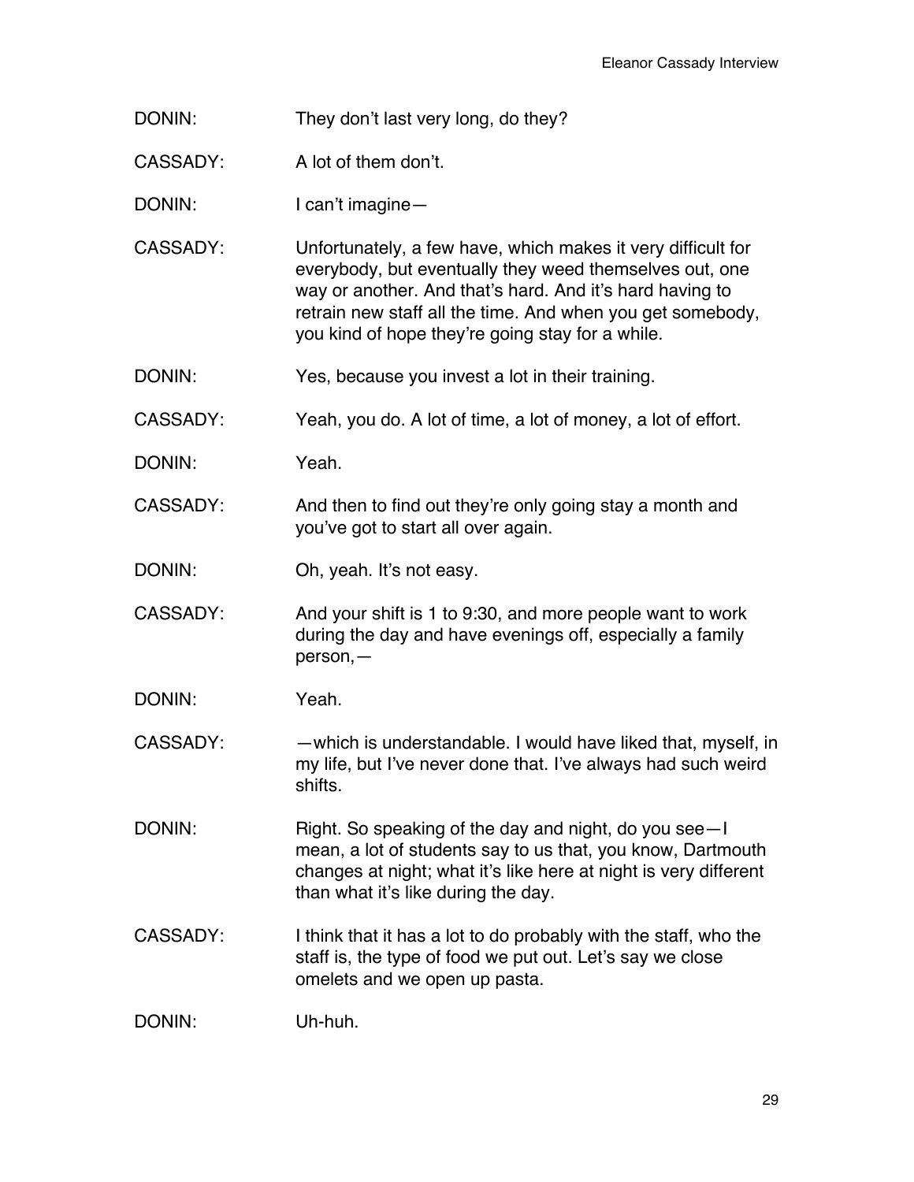DONIN: They don't last very long, do they?

CASSADY: A lot of them don't.

DONIN: I can't imagine—

CASSADY: Unfortunately, a few have, which makes it very difficult for everybody, but eventually they weed themselves out, one way or another. And that's hard. And it's hard having to retrain new staff all the time. And when you get somebody, you kind of hope they're going stay for a while.

DONIN: Yes, because you invest a lot in their training.

CASSADY: Yeah, you do. A lot of time, a lot of money, a lot of effort.

DONIN: Yeah.

CASSADY: And then to find out they're only going stay a month and you've got to start all over again.

DONIN: Oh, yeah. It's not easy.

CASSADY: And your shift is 1 to 9:30, and more people want to work during the day and have evenings off, especially a family person,—

DONIN: Yeah.

CASSADY: —which is understandable. I would have liked that, myself, in my life, but I've never done that. I've always had such weird shifts.

DONIN: Right. So speaking of the day and night, do you see—I mean, a lot of students say to us that, you know, Dartmouth changes at night; what it's like here at night is very different than what it's like during the day.

CASSADY: I think that it has a lot to do probably with the staff, who the staff is, the type of food we put out. Let's say we close omelets and we open up pasta.

DONIN: Uh-huh.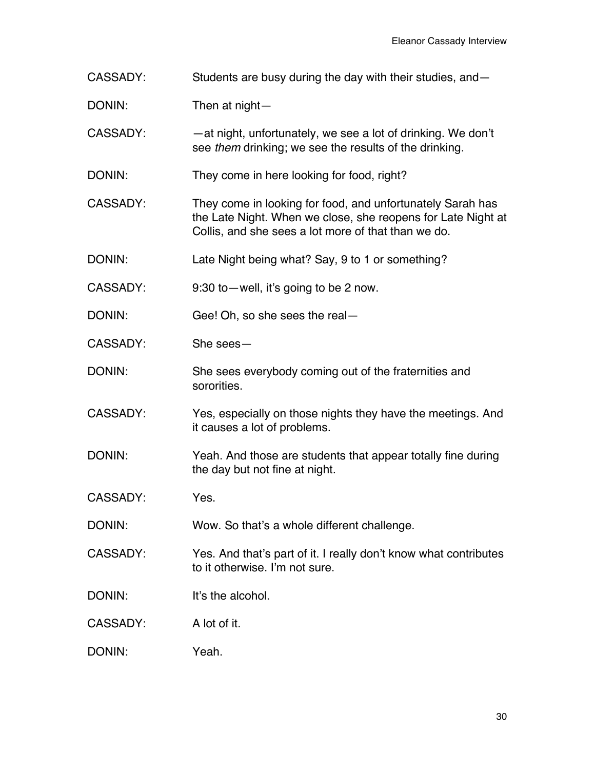CASSADY: Students are busy during the day with their studies, and—

DONIN: Then at night—

CASSADY: —at night, unfortunately, we see a lot of drinking. We don't see *them* drinking; we see the results of the drinking.

DONIN: They come in here looking for food, right?

CASSADY: They come in looking for food, and unfortunately Sarah has the Late Night. When we close, she reopens for Late Night at Collis, and she sees a lot more of that than we do.

DONIN: Late Night being what? Say, 9 to 1 or something?

CASSADY: 9:30 to—well, it's going to be 2 now.

DONIN: Gee! Oh, so she sees the real—

CASSADY: She sees—

DONIN: She sees everybody coming out of the fraternities and sororities.

CASSADY: Yes, especially on those nights they have the meetings. And it causes a lot of problems.

DONIN: Yeah. And those are students that appear totally fine during the day but not fine at night.

CASSADY: Yes.

DONIN: Wow. So that's a whole different challenge.

CASSADY: Yes. And that's part of it. I really don't know what contributes to it otherwise. I'm not sure.

DONIN: It's the alcohol.

CASSADY: A lot of it.

DONIN: Yeah.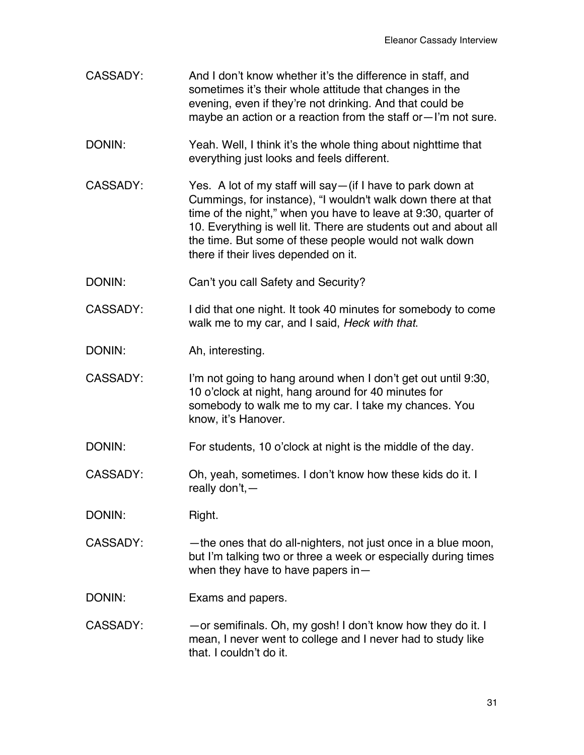CASSADY: And I don't know whether it's the difference in staff, and sometimes it's their whole attitude that changes in the evening, even if they're not drinking. And that could be maybe an action or a reaction from the staff or—I'm not sure.

DONIN: Yeah. Well, I think it's the whole thing about nighttime that everything just looks and feels different.

CASSADY: Yes. A lot of my staff will say—(if I have to park down at Cummings, for instance), "I wouldn't walk down there at that time of the night," when you have to leave at 9:30, quarter of 10. Everything is well lit. There are students out and about all the time. But some of these people would not walk down there if their lives depended on it.

DONIN: Can't you call Safety and Security?

CASSADY: I did that one night. It took 40 minutes for somebody to come walk me to my car, and I said, *Heck with that*.

DONIN: Ah, interesting.

CASSADY: I'm not going to hang around when I don't get out until 9:30, 10 o'clock at night, hang around for 40 minutes for somebody to walk me to my car. I take my chances. You know, it's Hanover.

DONIN: For students, 10 o'clock at night is the middle of the day.

CASSADY: Oh, yeah, sometimes. I don't know how these kids do it. I really don't,—

DONIN: Right.

CASSADY: —the ones that do all-nighters, not just once in a blue moon, but I'm talking two or three a week or especially during times when they have to have papers in—

DONIN: Exams and papers.

CASSADY: —or semifinals. Oh, my gosh! I don't know how they do it. I mean, I never went to college and I never had to study like that. I couldn't do it.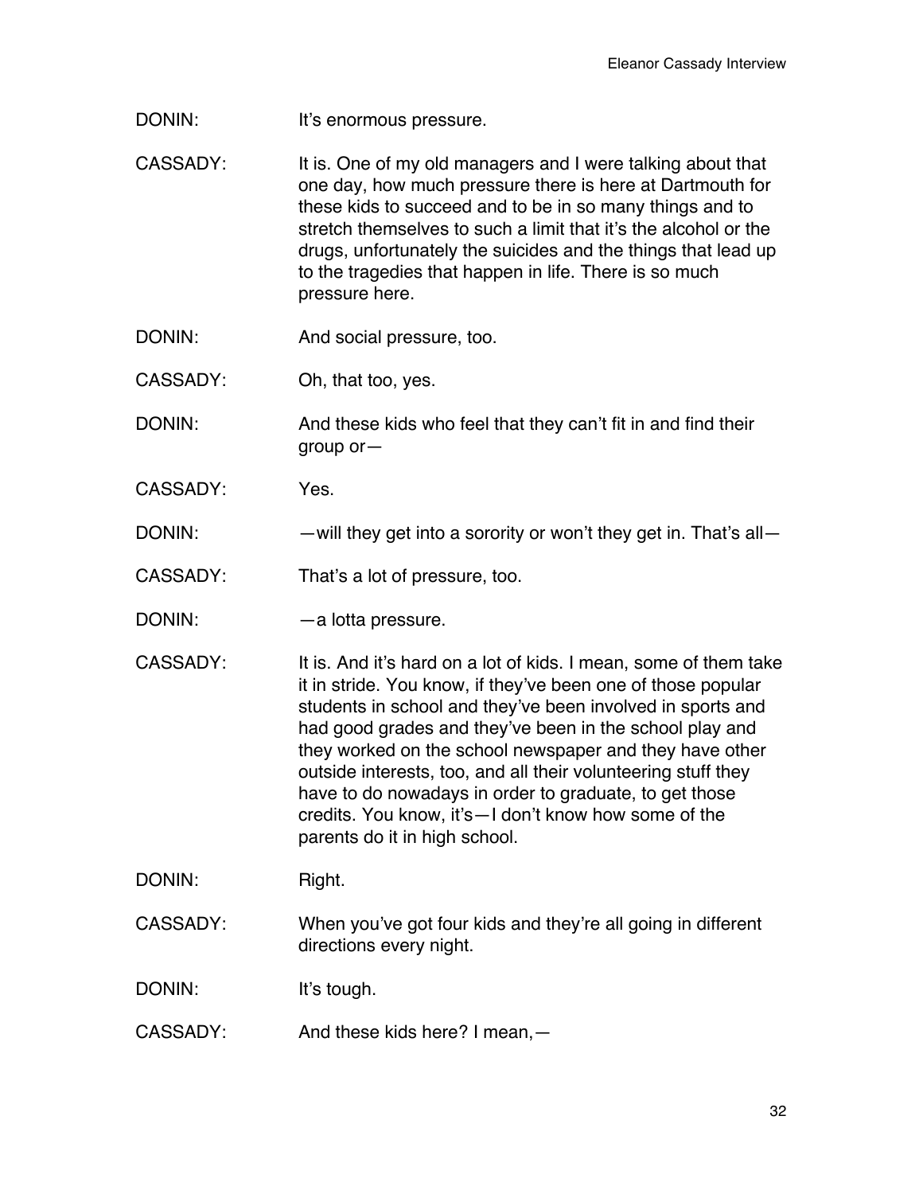DONIN: It's enormous pressure.

CASSADY: It is. One of my old managers and I were talking about that one day, how much pressure there is here at Dartmouth for these kids to succeed and to be in so many things and to stretch themselves to such a limit that it's the alcohol or the drugs, unfortunately the suicides and the things that lead up to the tragedies that happen in life. There is so much pressure here.

DONIN: And social pressure, too.

CASSADY: Oh, that too, yes.

DONIN: And these kids who feel that they can't fit in and find their group or—

CASSADY: Yes.

DONIN: —will they get into a sorority or won't they get in. That's all—

CASSADY: That's a lot of pressure, too.

DONIN: —a lotta pressure.

CASSADY: It is. And it's hard on a lot of kids. I mean, some of them take it in stride. You know, if they've been one of those popular students in school and they've been involved in sports and had good grades and they've been in the school play and they worked on the school newspaper and they have other outside interests, too, and all their volunteering stuff they have to do nowadays in order to graduate, to get those credits. You know, it's—I don't know how some of the parents do it in high school.

DONIN: Right.

CASSADY: When you've got four kids and they're all going in different directions every night.

DONIN: It's tough.

CASSADY: And these kids here? I mean,—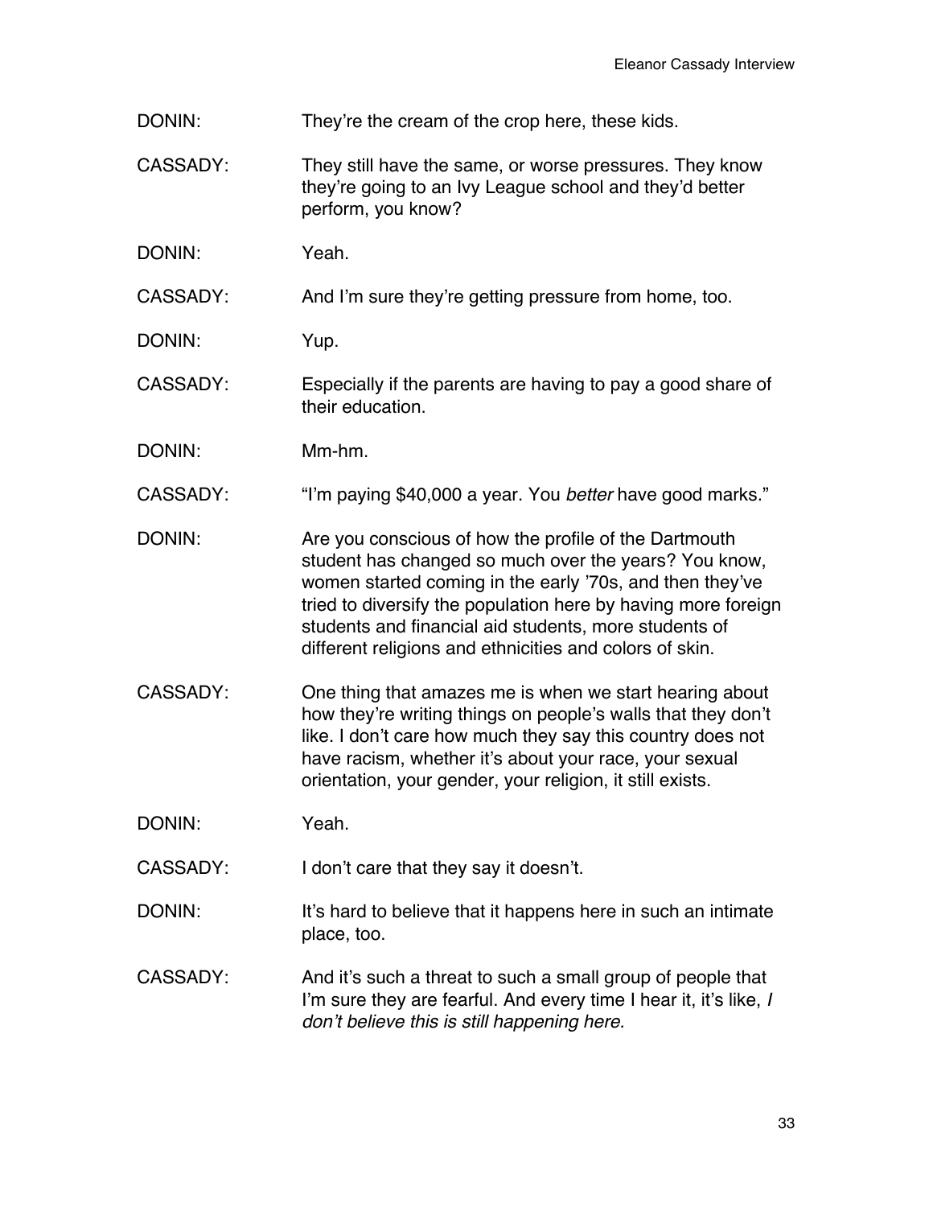DONIN: They're the cream of the crop here, these kids.

CASSADY: They still have the same, or worse pressures. They know they're going to an Ivy League school and they'd better perform, you know?

DONIN: Yeah.

CASSADY: And I'm sure they're getting pressure from home, too.

DONIN: Yup.

CASSADY: Especially if the parents are having to pay a good share of their education.

DONIN: Mm-hm.

CASSADY: "I'm paying $40,000 a year. You *better* have good marks."

DONIN: Are you conscious of how the profile of the Dartmouth student has changed so much over the years? You know, women started coming in the early '70s, and then they've tried to diversify the population here by having more foreign students and financial aid students, more students of different religions and ethnicities and colors of skin.

CASSADY: One thing that amazes me is when we start hearing about how they're writing things on people's walls that they don't like. I don't care how much they say this country does not have racism, whether it's about your race, your sexual orientation, your gender, your religion, it still exists.

DONIN: Yeah.

CASSADY: I don't care that they say it doesn't.

DONIN: It's hard to believe that it happens here in such an intimate place, too.

CASSADY: And it's such a threat to such a small group of people that I'm sure they are fearful. And every time I hear it, it's like, *I don't believe this is still happening here.*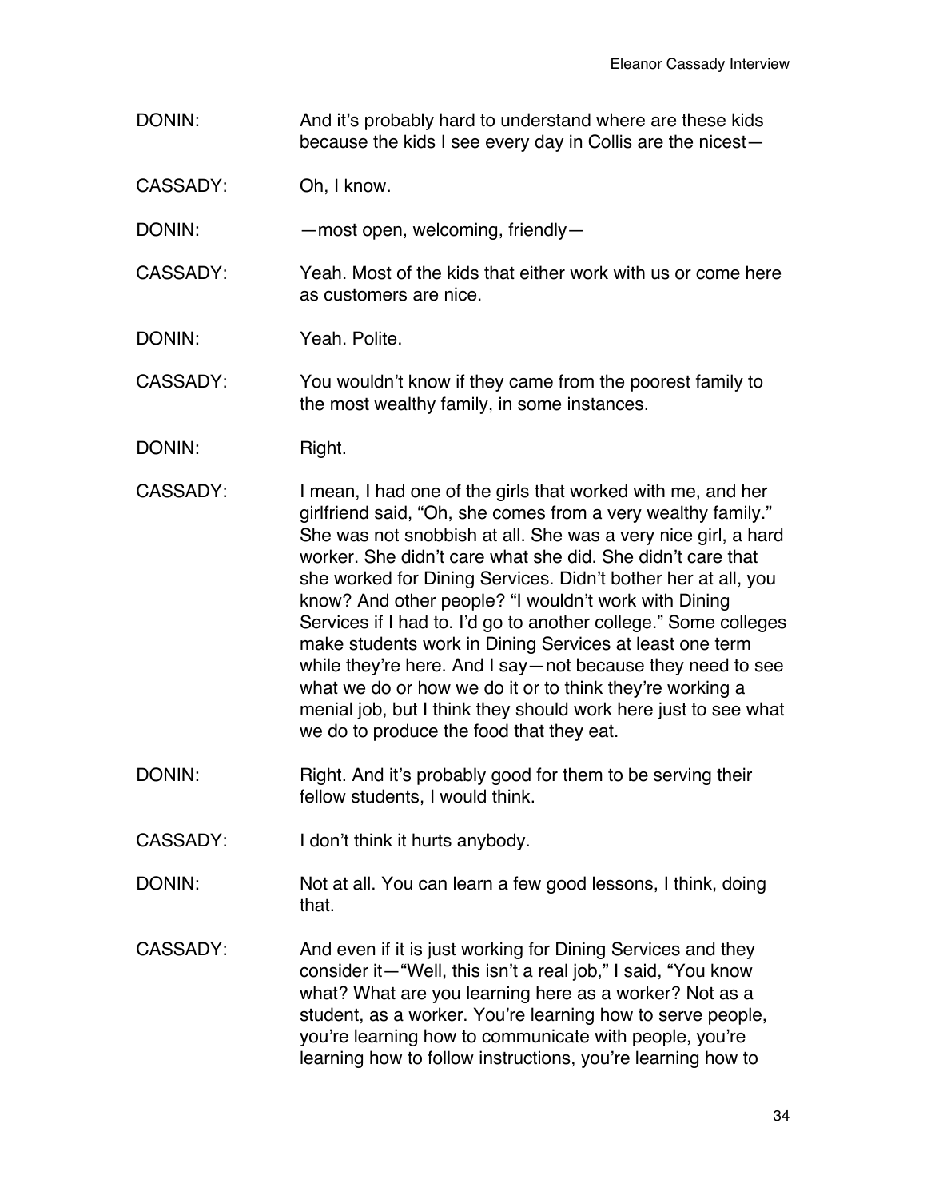DONIN: And it's probably hard to understand where are these kids because the kids I see every day in Collis are the nicest—

CASSADY: Oh, I know.

DONIN: —most open, welcoming, friendly—

CASSADY: Yeah. Most of the kids that either work with us or come here as customers are nice.

DONIN: Yeah. Polite.

CASSADY: You wouldn't know if they came from the poorest family to the most wealthy family, in some instances.

DONIN: Right.

CASSADY: I mean, I had one of the girls that worked with me, and her girlfriend said, "Oh, she comes from a very wealthy family." She was not snobbish at all. She was a very nice girl, a hard worker. She didn't care what she did. She didn't care that she worked for Dining Services. Didn't bother her at all, you know? And other people? "I wouldn't work with Dining Services if I had to. I'd go to another college." Some colleges make students work in Dining Services at least one term while they're here. And I say—not because they need to see what we do or how we do it or to think they're working a menial job, but I think they should work here just to see what we do to produce the food that they eat.

DONIN: Right. And it's probably good for them to be serving their fellow students, I would think.

CASSADY: I don't think it hurts anybody.

DONIN: Not at all. You can learn a few good lessons, I think, doing that.

CASSADY: And even if it is just working for Dining Services and they consider it—"Well, this isn't a real job," I said, "You know what? What are you learning here as a worker? Not as a student, as a worker. You're learning how to serve people, you're learning how to communicate with people, you're learning how to follow instructions, you're learning how to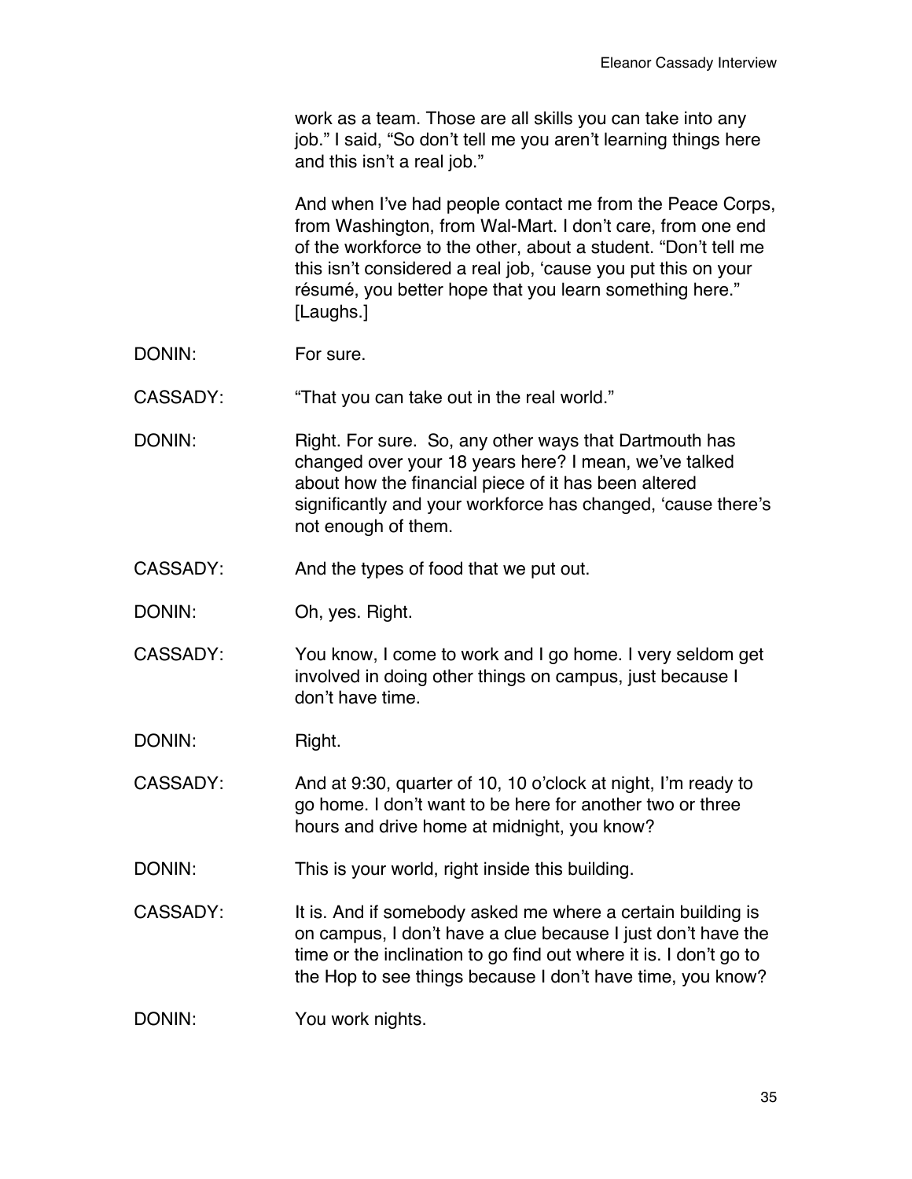work as a team. Those are all skills you can take into any job." I said, "So don't tell me you aren't learning things here and this isn't a real job."

And when I've had people contact me from the Peace Corps, from Washington, from Wal-Mart. I don't care, from one end of the workforce to the other, about a student. "Don't tell me this isn't considered a real job, 'cause you put this on your résumé, you better hope that you learn something here." [Laughs.]

DONIN: For sure.

CASSADY: "That you can take out in the real world."

DONIN: Right. For sure. So, any other ways that Dartmouth has changed over your 18 years here? I mean, we've talked about how the financial piece of it has been altered significantly and your workforce has changed, 'cause there's not enough of them.

CASSADY: And the types of food that we put out.

DONIN: Oh, yes. Right.

CASSADY: You know, I come to work and I go home. I very seldom get involved in doing other things on campus, just because I don't have time.

DONIN: Right.

CASSADY: And at 9:30, quarter of 10, 10 o'clock at night, I'm ready to go home. I don't want to be here for another two or three hours and drive home at midnight, you know?

DONIN: This is your world, right inside this building.

CASSADY: It is. And if somebody asked me where a certain building is on campus, I don't have a clue because I just don't have the time or the inclination to go find out where it is. I don't go to the Hop to see things because I don't have time, you know?

DONIN: You work nights.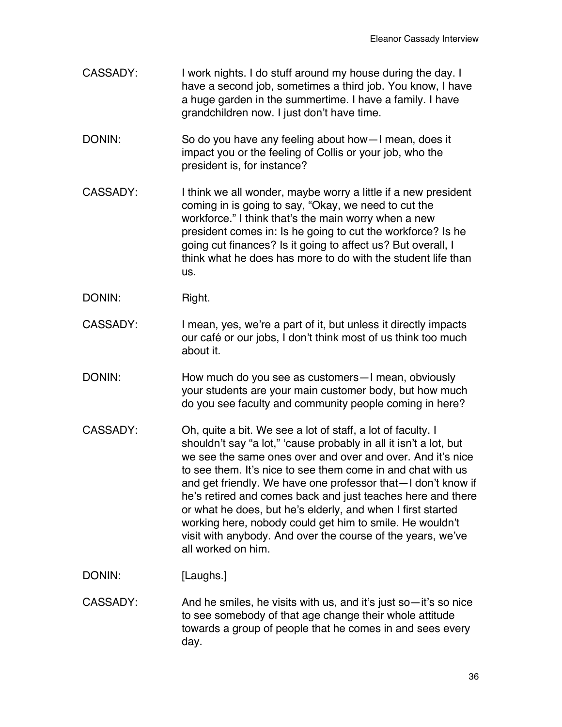CASSADY: I work nights. I do stuff around my house during the day. I have a second job, sometimes a third job. You know, I have a huge garden in the summertime. I have a family. I have grandchildren now. I just don't have time.

DONIN: So do you have any feeling about how—I mean, does it impact you or the feeling of Collis or your job, who the president is, for instance?

CASSADY: I think we all wonder, maybe worry a little if a new president coming in is going to say, "Okay, we need to cut the workforce." I think that's the main worry when a new president comes in: Is he going to cut the workforce? Is he going cut finances? Is it going to affect us? But overall, I think what he does has more to do with the student life than us.

DONIN: Right.

CASSADY: I mean, yes, we're a part of it, but unless it directly impacts our café or our jobs, I don't think most of us think too much about it.

DONIN: How much do you see as customers—I mean, obviously your students are your main customer body, but how much do you see faculty and community people coming in here?

CASSADY: Oh, quite a bit. We see a lot of staff, a lot of faculty. I shouldn't say "a lot," 'cause probably in all it isn't a lot, but we see the same ones over and over and over. And it's nice to see them. It's nice to see them come in and chat with us and get friendly. We have one professor that—I don't know if he's retired and comes back and just teaches here and there or what he does, but he's elderly, and when I first started working here, nobody could get him to smile. He wouldn't visit with anybody. And over the course of the years, we've all worked on him.

DONIN: [Laughs.]

CASSADY: And he smiles, he visits with us, and it's just so—it's so nice to see somebody of that age change their whole attitude towards a group of people that he comes in and sees every day.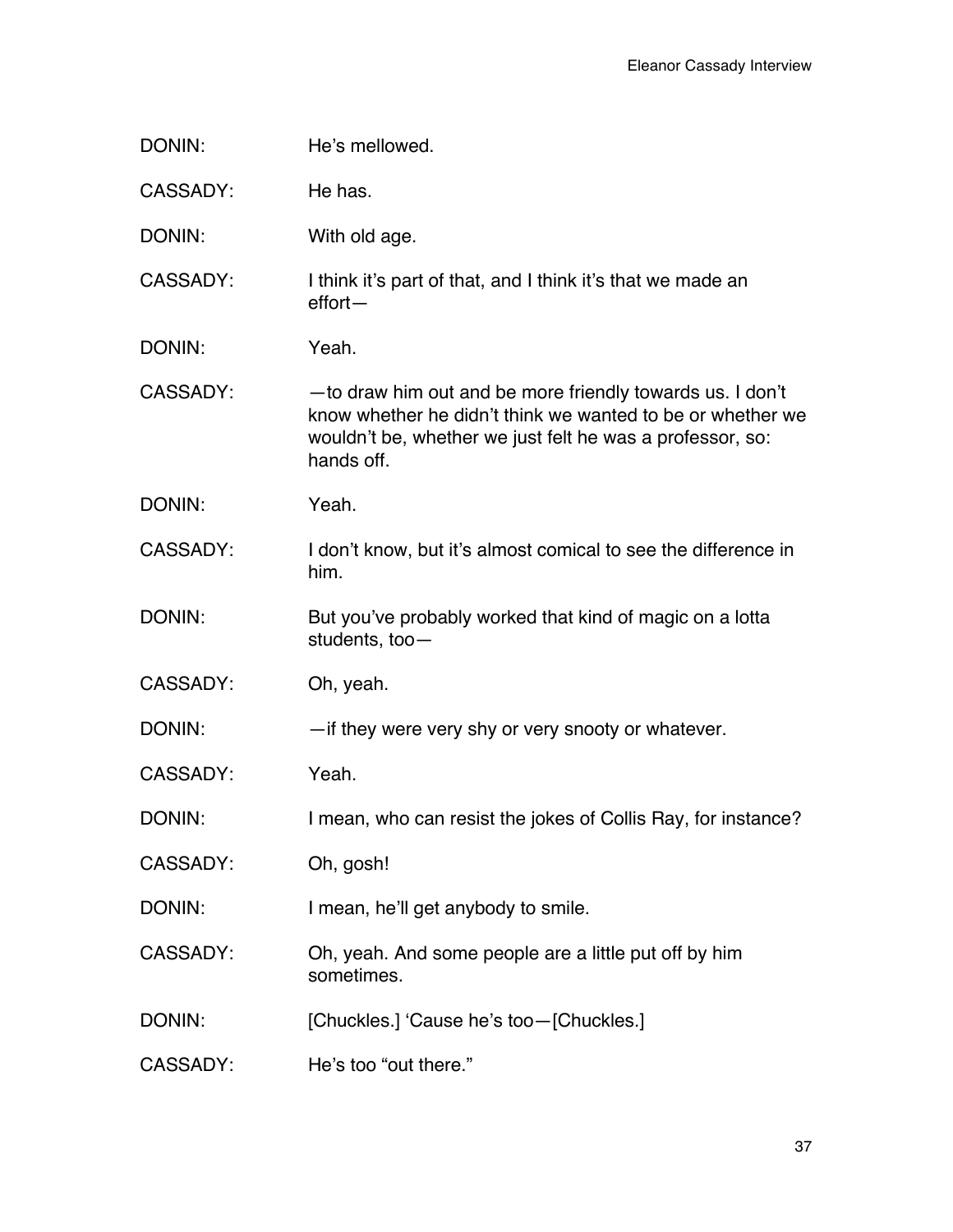DONIN: He's mellowed.

CASSADY: He has.

DONIN: With old age.

CASSADY: I think it's part of that, and I think it's that we made an effort—

DONIN: Yeah.

CASSADY: —to draw him out and be more friendly towards us. I don't know whether he didn't think we wanted to be or whether we wouldn't be, whether we just felt he was a professor, so: hands off.

DONIN: Yeah.

CASSADY: I don't know, but it's almost comical to see the difference in him.

DONIN: But you've probably worked that kind of magic on a lotta students, too—

CASSADY: Oh, yeah.

DONIN: —if they were very shy or very snooty or whatever.

CASSADY: Yeah.

DONIN: I mean, who can resist the jokes of Collis Ray, for instance?

CASSADY: Oh, gosh!

DONIN: I mean, he'll get anybody to smile.

CASSADY: Oh, yeah. And some people are a little put off by him sometimes.

DONIN: [Chuckles.] 'Cause he's too—[Chuckles.]

CASSADY: He's too "out there."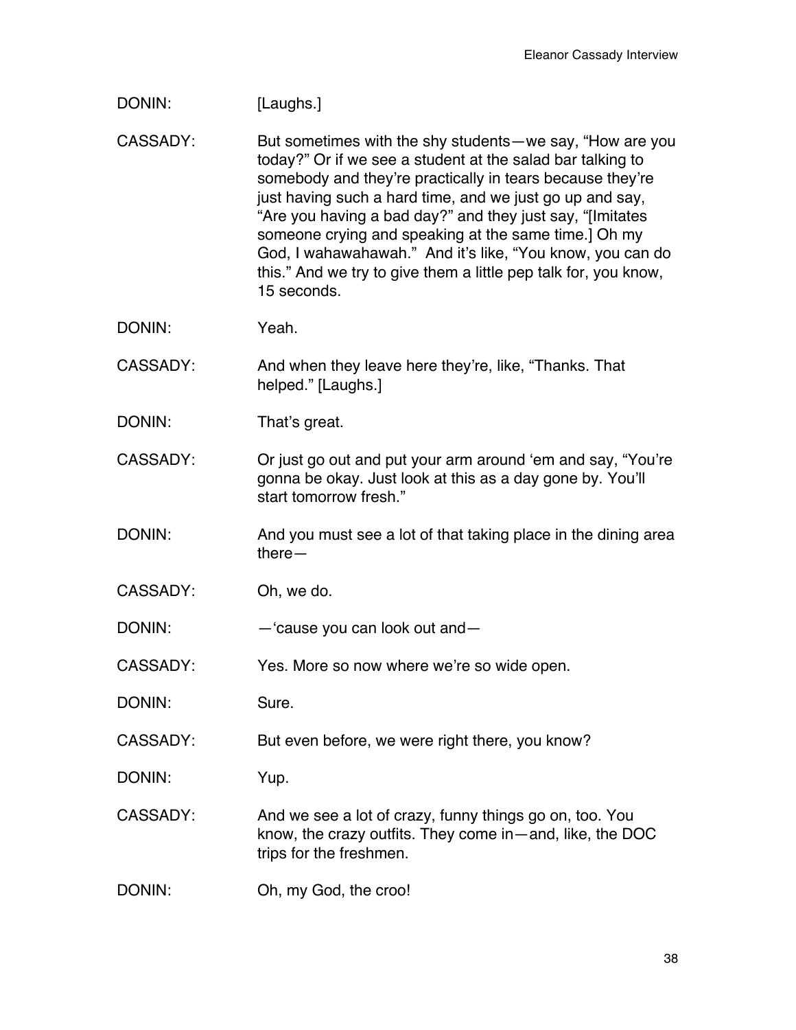DONIN: [Laughs.]

CASSADY: But sometimes with the shy students—we say, "How are you today?" Or if we see a student at the salad bar talking to somebody and they're practically in tears because they're just having such a hard time, and we just go up and say, "Are you having a bad day?" and they just say, "[Imitates someone crying and speaking at the same time.] Oh my God, I wahawahawah." And it's like, "You know, you can do this." And we try to give them a little pep talk for, you know, 15 seconds.

DONIN: Yeah.

CASSADY: And when they leave here they're, like, "Thanks. That helped." [Laughs.]

DONIN: That's great.

CASSADY: Or just go out and put your arm around 'em and say, "You're gonna be okay. Just look at this as a day gone by. You'll start tomorrow fresh."

DONIN: And you must see a lot of that taking place in the dining area there—

CASSADY: Oh, we do.

DONIN: —'cause you can look out and—

CASSADY: Yes. More so now where we're so wide open.

DONIN: Sure.

CASSADY: But even before, we were right there, you know?

DONIN: Yup.

CASSADY: And we see a lot of crazy, funny things go on, too. You know, the crazy outfits. They come in—and, like, the DOC trips for the freshmen.

DONIN: Oh, my God, the croo!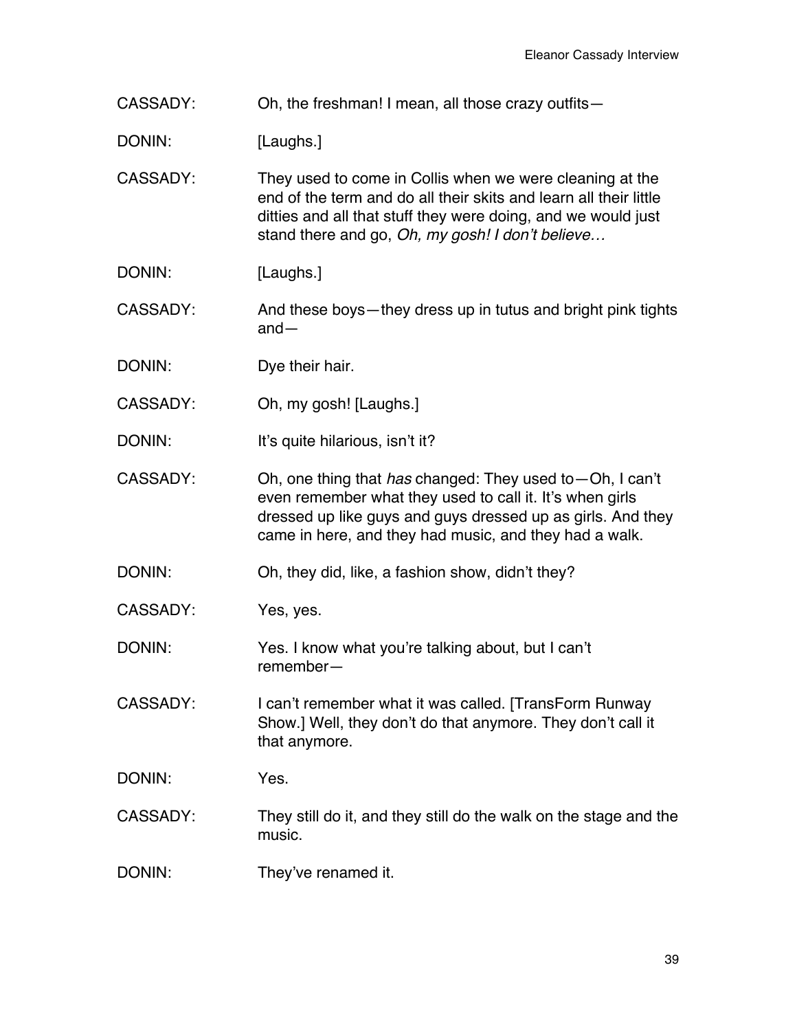CASSADY: Oh, the freshman! I mean, all those crazy outfits—

DONIN: [Laughs.]

CASSADY: They used to come in Collis when we were cleaning at the end of the term and do all their skits and learn all their little ditties and all that stuff they were doing, and we would just stand there and go, *Oh, my gosh! I don't believe…*

DONIN: [Laughs.]

CASSADY: And these boys—they dress up in tutus and bright pink tights and—

DONIN: Dye their hair.

CASSADY: Oh, my gosh! [Laughs.]

DONIN: It's quite hilarious, isn't it?

CASSADY: Oh, one thing that *has* changed: They used to—Oh, I can't even remember what they used to call it. It's when girls dressed up like guys and guys dressed up as girls. And they came in here, and they had music, and they had a walk.

DONIN: Oh, they did, like, a fashion show, didn't they?

CASSADY: Yes, yes.

DONIN: Yes. I know what you're talking about, but I can't remember—

CASSADY: I can't remember what it was called. [TransForm Runway Show.] Well, they don't do that anymore. They don't call it that anymore.

DONIN: Yes.

CASSADY: They still do it, and they still do the walk on the stage and the music.

DONIN: They've renamed it.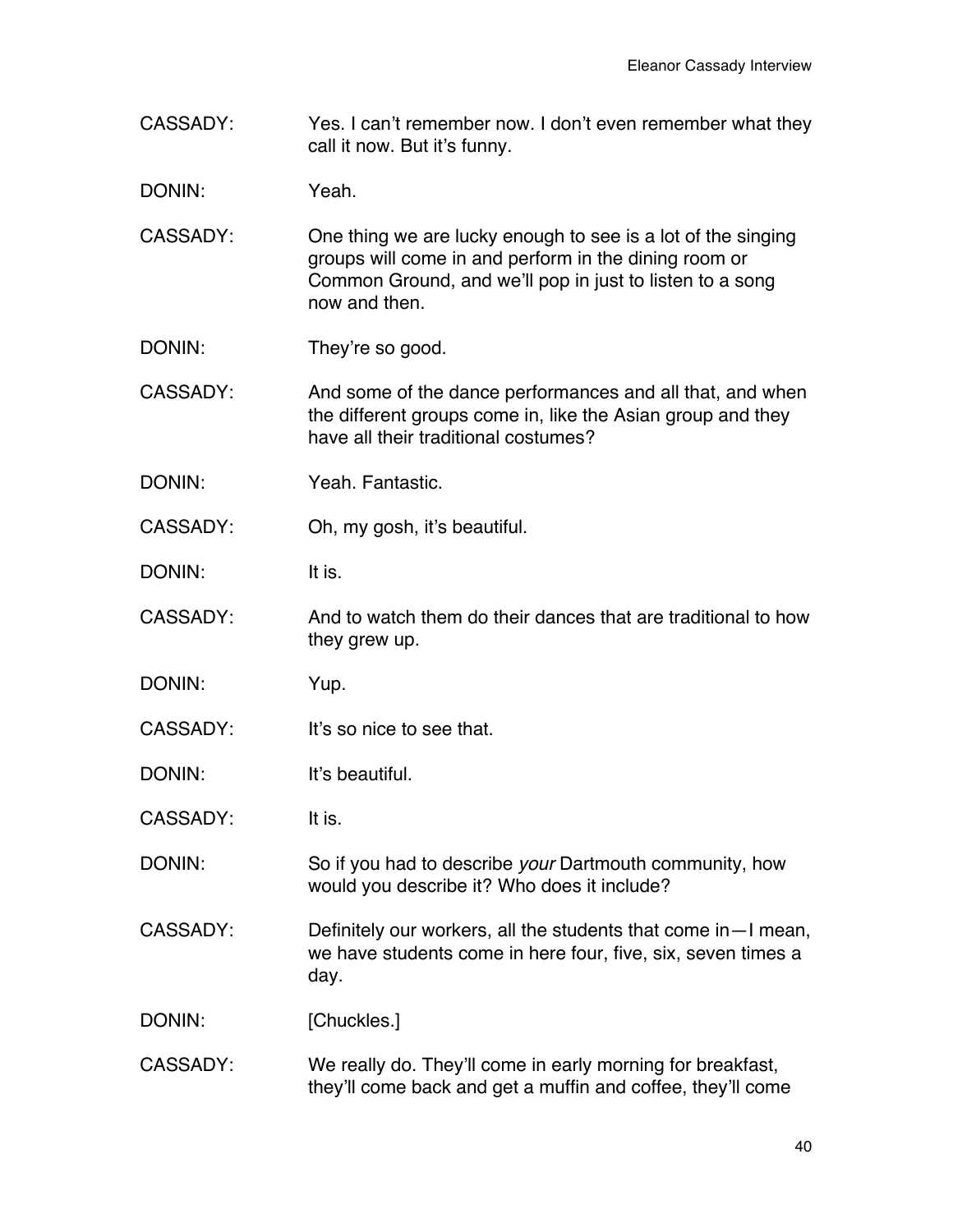CASSADY: Yes. I can't remember now. I don't even remember what they call it now. But it's funny.

DONIN: Yeah.

CASSADY: One thing we are lucky enough to see is a lot of the singing groups will come in and perform in the dining room or Common Ground, and we'll pop in just to listen to a song now and then.

DONIN: They're so good.

CASSADY: And some of the dance performances and all that, and when the different groups come in, like the Asian group and they have all their traditional costumes?

DONIN: Yeah. Fantastic.

CASSADY: Oh, my gosh, it's beautiful.

DONIN: It is.

CASSADY: And to watch them do their dances that are traditional to how they grew up.

DONIN: Yup.

CASSADY: It's so nice to see that.

DONIN: It's beautiful.

CASSADY: It is.

DONIN: So if you had to describe *your* Dartmouth community, how would you describe it? Who does it include?

CASSADY: Definitely our workers, all the students that come in—I mean, we have students come in here four, five, six, seven times a day.

DONIN: [Chuckles.]

CASSADY: We really do. They'll come in early morning for breakfast, they'll come back and get a muffin and coffee, they'll come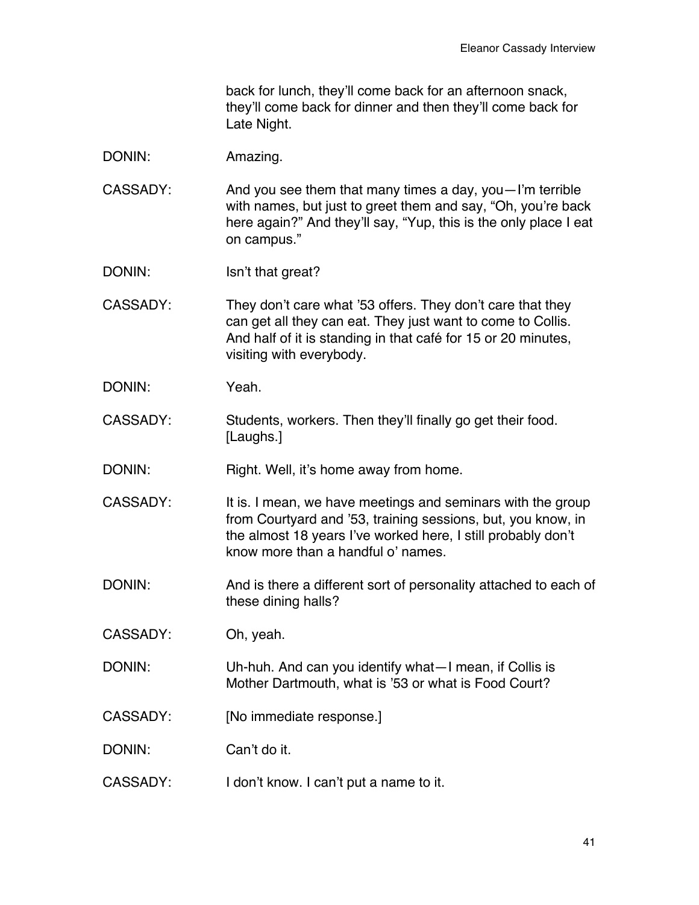back for lunch, they'll come back for an afternoon snack, they'll come back for dinner and then they'll come back for Late Night.

DONIN: Amazing.

CASSADY: And you see them that many times a day, you—I'm terrible with names, but just to greet them and say, "Oh, you're back here again?" And they'll say, "Yup, this is the only place I eat on campus."

DONIN: Isn't that great?

CASSADY: They don't care what '53 offers. They don't care that they can get all they can eat. They just want to come to Collis. And half of it is standing in that café for 15 or 20 minutes, visiting with everybody.

DONIN: Yeah.

CASSADY: Students, workers. Then they'll finally go get their food. [Laughs.]

DONIN: Right. Well, it's home away from home.

CASSADY: It is. I mean, we have meetings and seminars with the group from Courtyard and '53, training sessions, but, you know, in the almost 18 years I've worked here, I still probably don't know more than a handful o' names.

DONIN: And is there a different sort of personality attached to each of these dining halls?

CASSADY: Oh, yeah.

DONIN: Uh-huh. And can you identify what—I mean, if Collis is Mother Dartmouth, what is '53 or what is Food Court?

CASSADY: [No immediate response.]

DONIN: Can't do it.

CASSADY: I don't know. I can't put a name to it.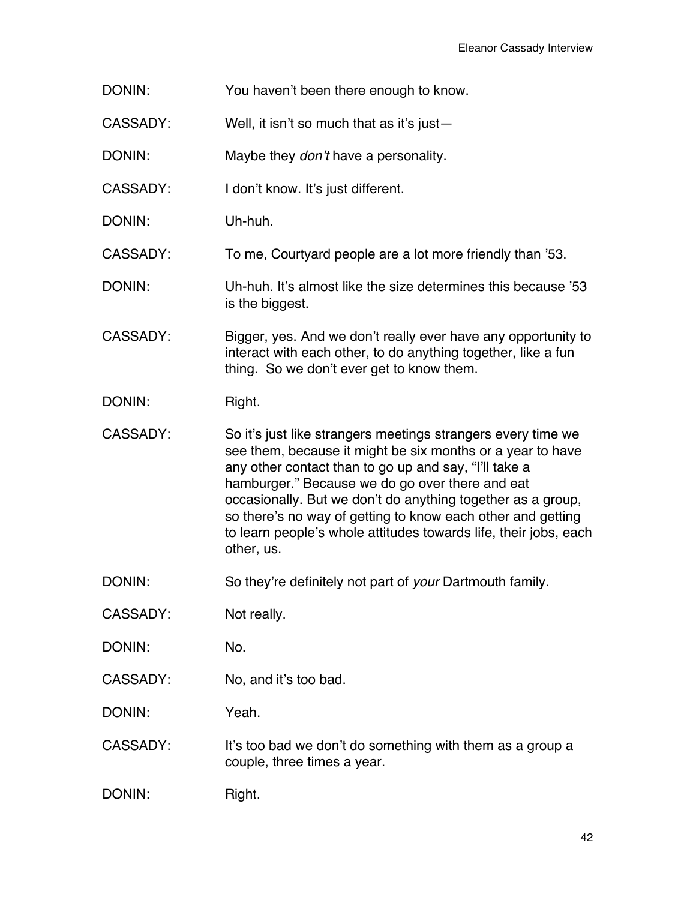DONIN: You haven't been there enough to know.

CASSADY: Well, it isn't so much that as it's just—

DONIN: Maybe they *don't* have a personality.

CASSADY: I don't know. It's just different.

DONIN: Uh-huh.

CASSADY: To me, Courtyard people are a lot more friendly than '53.

DONIN: Uh-huh. It's almost like the size determines this because '53 is the biggest.

CASSADY: Bigger, yes. And we don't really ever have any opportunity to interact with each other, to do anything together, like a fun thing. So we don't ever get to know them.

DONIN: Right.

CASSADY: So it's just like strangers meetings strangers every time we see them, because it might be six months or a year to have any other contact than to go up and say, "I'll take a hamburger." Because we do go over there and eat occasionally. But we don't do anything together as a group, so there's no way of getting to know each other and getting to learn people's whole attitudes towards life, their jobs, each other, us.

DONIN: So they're definitely not part of *your* Dartmouth family.

CASSADY: Not really.

DONIN: No.

CASSADY: No, and it's too bad.

DONIN: Yeah.

CASSADY: It's too bad we don't do something with them as a group a couple, three times a year.

DONIN: Right.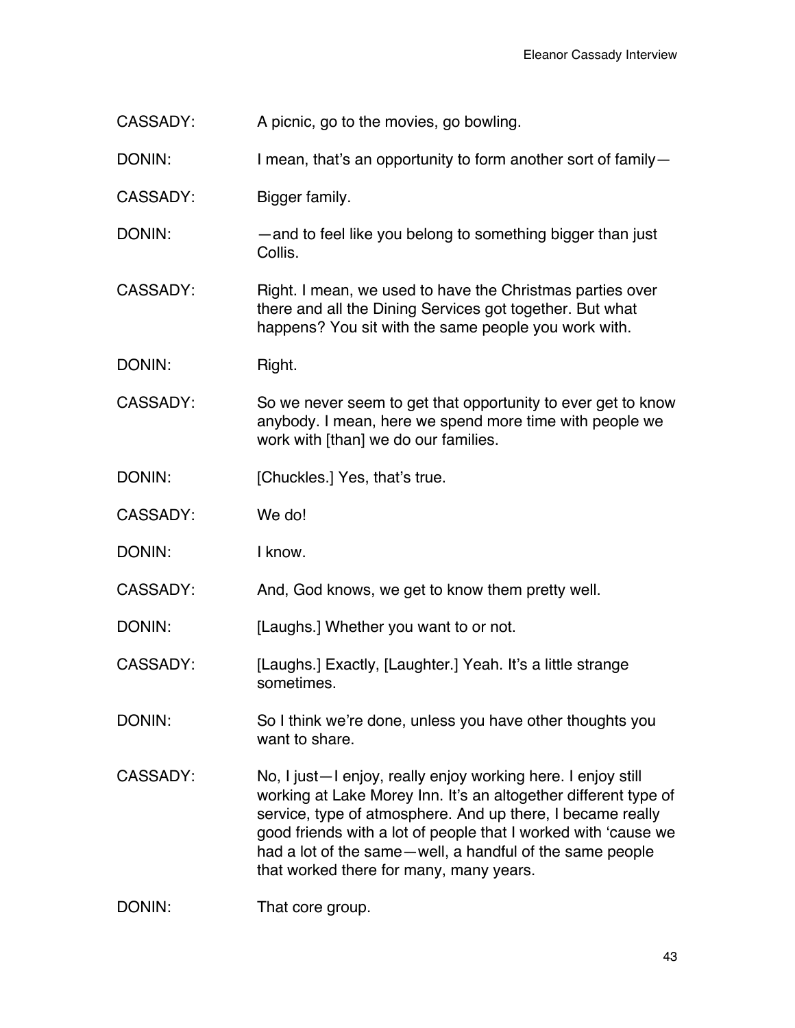CASSADY: A picnic, go to the movies, go bowling.

DONIN: I mean, that's an opportunity to form another sort of family—

CASSADY: Bigger family.

DONIN: —and to feel like you belong to something bigger than just Collis.

CASSADY: Right. I mean, we used to have the Christmas parties over there and all the Dining Services got together. But what happens? You sit with the same people you work with.

DONIN: Right.

CASSADY: So we never seem to get that opportunity to ever get to know anybody. I mean, here we spend more time with people we work with [than] we do our families.

DONIN: [Chuckles.] Yes, that's true.

CASSADY: We do!

DONIN: I know.

CASSADY: And, God knows, we get to know them pretty well.

DONIN: [Laughs.] Whether you want to or not.

CASSADY: [Laughs.] Exactly, [Laughter.] Yeah. It's a little strange sometimes.

DONIN: So I think we're done, unless you have other thoughts you want to share.

CASSADY: No, I just—I enjoy, really enjoy working here. I enjoy still working at Lake Morey Inn. It's an altogether different type of service, type of atmosphere. And up there, I became really good friends with a lot of people that I worked with 'cause we had a lot of the same—well, a handful of the same people that worked there for many, many years.

DONIN: That core group.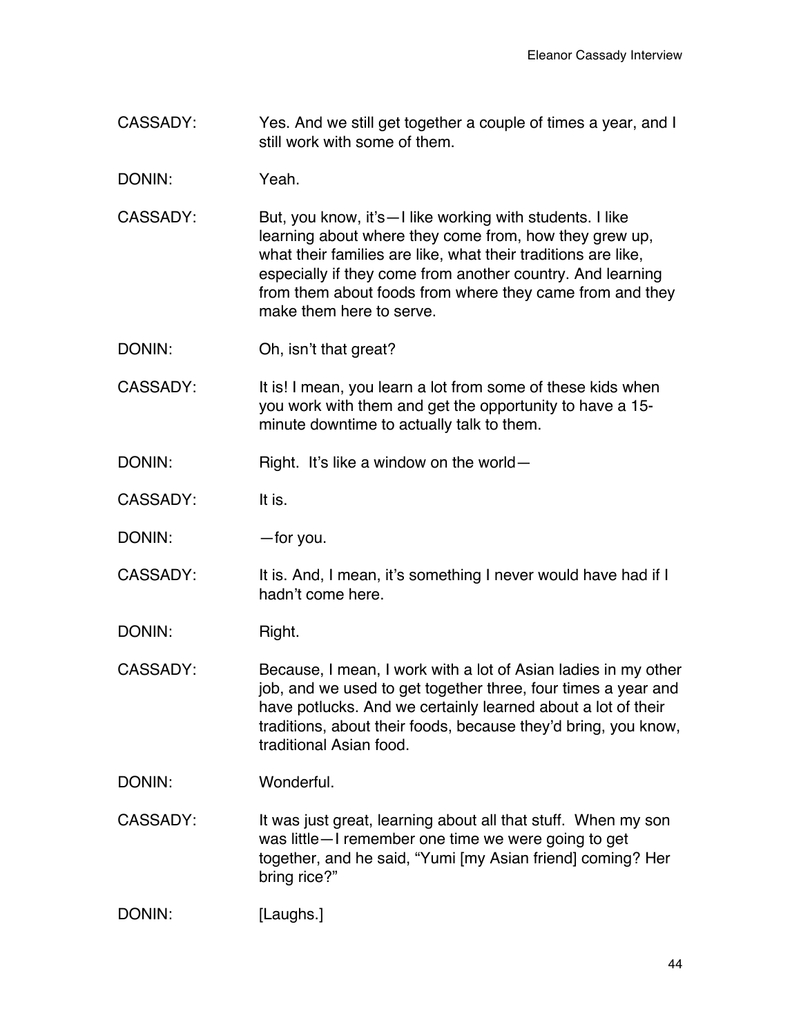CASSADY: Yes. And we still get together a couple of times a year, and I still work with some of them.

DONIN: Yeah.

CASSADY: But, you know, it's—I like working with students. I like learning about where they come from, how they grew up, what their families are like, what their traditions are like, especially if they come from another country. And learning from them about foods from where they came from and they make them here to serve.

DONIN: Oh, isn't that great?

CASSADY: It is! I mean, you learn a lot from some of these kids when you work with them and get the opportunity to have a 15-minute downtime to actually talk to them.

DONIN: Right. It's like a window on the world—

CASSADY: It is.

DONIN: —for you.

CASSADY: It is. And, I mean, it's something I never would have had if I hadn't come here.

DONIN: Right.

CASSADY: Because, I mean, I work with a lot of Asian ladies in my other job, and we used to get together three, four times a year and have potlucks. And we certainly learned about a lot of their traditions, about their foods, because they'd bring, you know, traditional Asian food.

DONIN: Wonderful.

CASSADY: It was just great, learning about all that stuff. When my son was little—I remember one time we were going to get together, and he said, "Yumi [my Asian friend] coming? Her bring rice?"

DONIN: [Laughs.]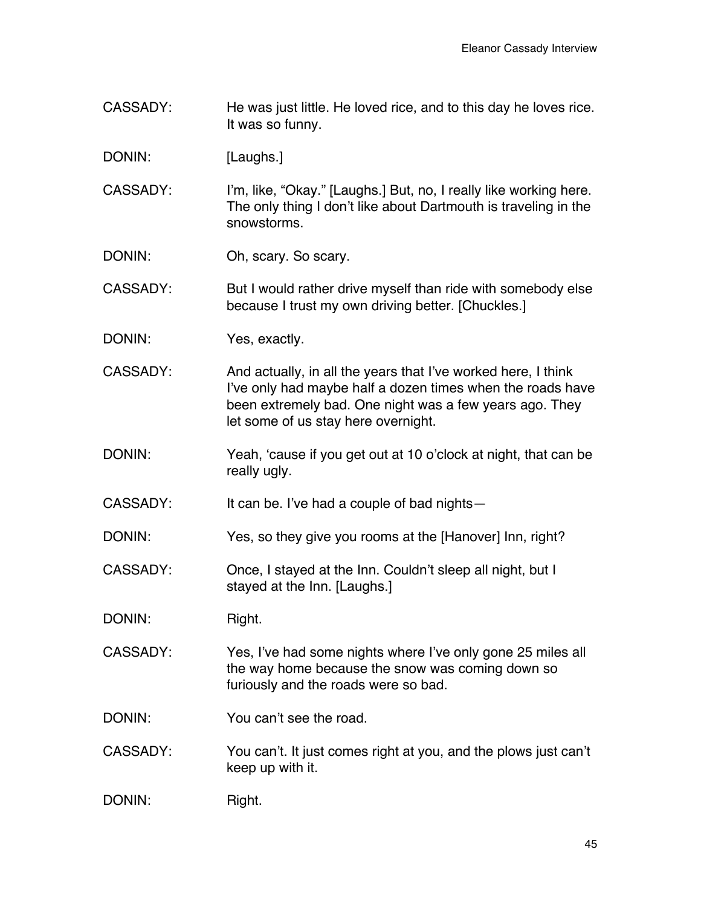CASSADY: He was just little. He loved rice, and to this day he loves rice. It was so funny.

DONIN: [Laughs.]

CASSADY: I'm, like, "Okay." [Laughs.] But, no, I really like working here. The only thing I don't like about Dartmouth is traveling in the snowstorms.

DONIN: Oh, scary. So scary.

CASSADY: But I would rather drive myself than ride with somebody else because I trust my own driving better. [Chuckles.]

DONIN: Yes, exactly.

CASSADY: And actually, in all the years that I've worked here, I think I've only had maybe half a dozen times when the roads have been extremely bad. One night was a few years ago. They let some of us stay here overnight.

DONIN: Yeah, 'cause if you get out at 10 o'clock at night, that can be really ugly.

CASSADY: It can be. I've had a couple of bad nights—

DONIN: Yes, so they give you rooms at the [Hanover] Inn, right?

CASSADY: Once, I stayed at the Inn. Couldn't sleep all night, but I stayed at the Inn. [Laughs.]

DONIN: Right.

CASSADY: Yes, I've had some nights where I've only gone 25 miles all the way home because the snow was coming down so furiously and the roads were so bad.

DONIN: You can't see the road.

CASSADY: You can't. It just comes right at you, and the plows just can't keep up with it.

DONIN: Right.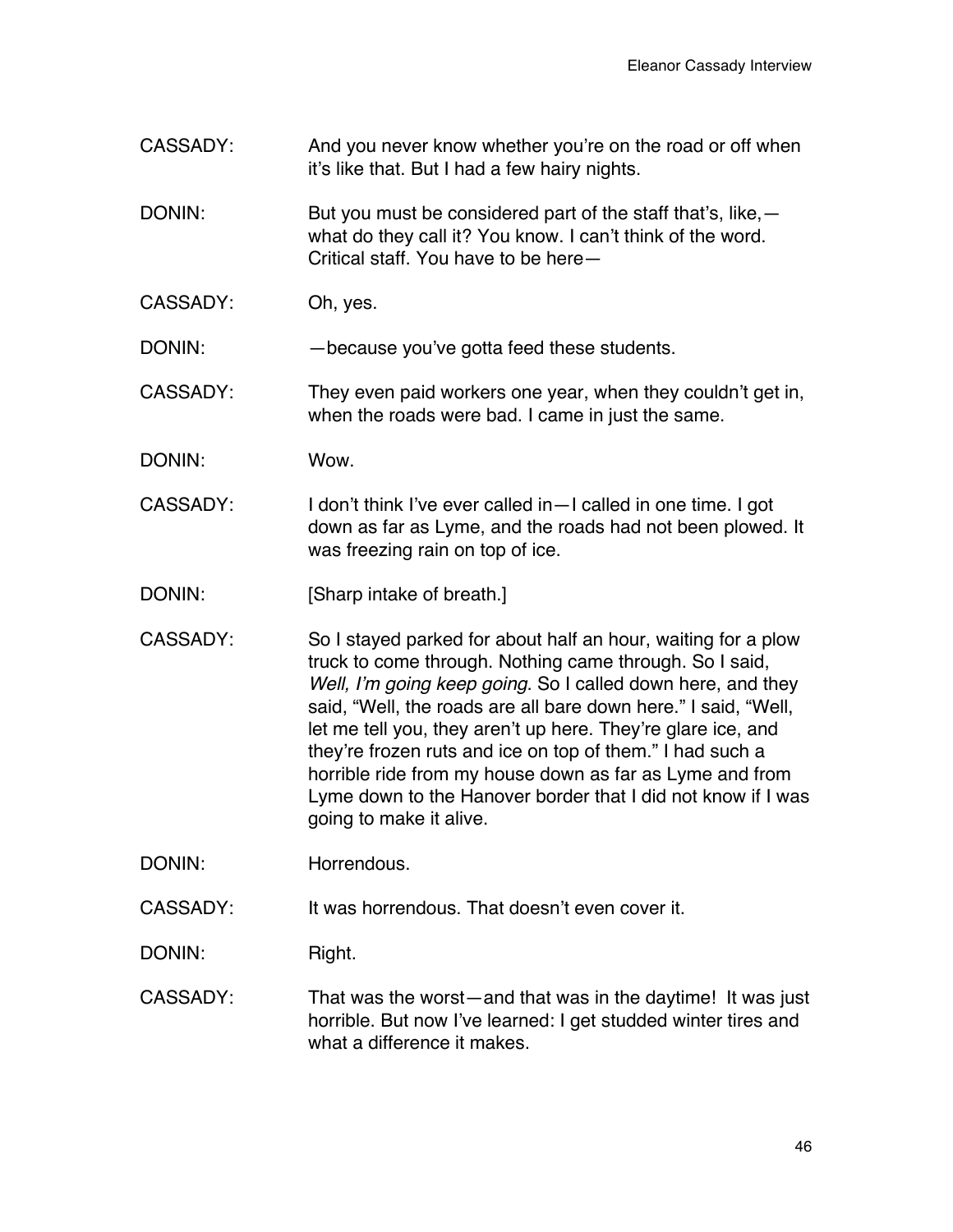CASSADY: And you never know whether you're on the road or off when it's like that. But I had a few hairy nights.

DONIN: But you must be considered part of the staff that's, like,—what do they call it? You know. I can't think of the word. Critical staff. You have to be here—

CASSADY: Oh, yes.

DONIN: —because you've gotta feed these students.

CASSADY: They even paid workers one year, when they couldn't get in, when the roads were bad. I came in just the same.

DONIN: Wow.

CASSADY: I don't think I've ever called in—I called in one time. I got down as far as Lyme, and the roads had not been plowed. It was freezing rain on top of ice.

DONIN: [Sharp intake of breath.]

CASSADY: So I stayed parked for about half an hour, waiting for a plow truck to come through. Nothing came through. So I said, *Well, I'm going keep going.* So I called down here, and they said, "Well, the roads are all bare down here." I said, "Well, let me tell you, they aren't up here. They're glare ice, and they're frozen ruts and ice on top of them." I had such a horrible ride from my house down as far as Lyme and from Lyme down to the Hanover border that I did not know if I was going to make it alive.

DONIN: Horrendous.

CASSADY: It was horrendous. That doesn't even cover it.

DONIN: Right.

CASSADY: That was the worst—and that was in the daytime! It was just horrible. But now I've learned: I get studded winter tires and what a difference it makes.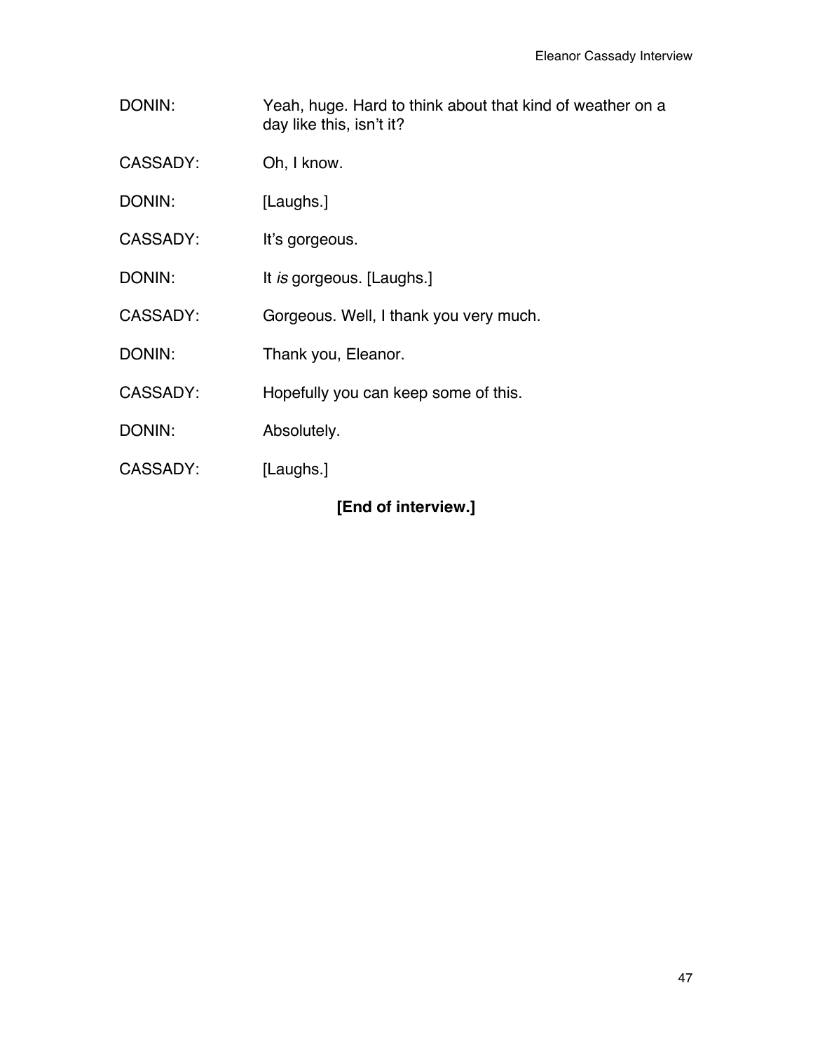DONIN: Yeah, huge. Hard to think about that kind of weather on a day like this, isn't it?

CASSADY: Oh, I know.

DONIN: [Laughs.]

CASSADY: It's gorgeous.

DONIN: It *is* gorgeous. [Laughs.]

CASSADY: Gorgeous. Well, I thank you very much.

DONIN: Thank you, Eleanor.

CASSADY: Hopefully you can keep some of this.

DONIN: Absolutely.

CASSADY: [Laughs.]

**[End of interview.]**